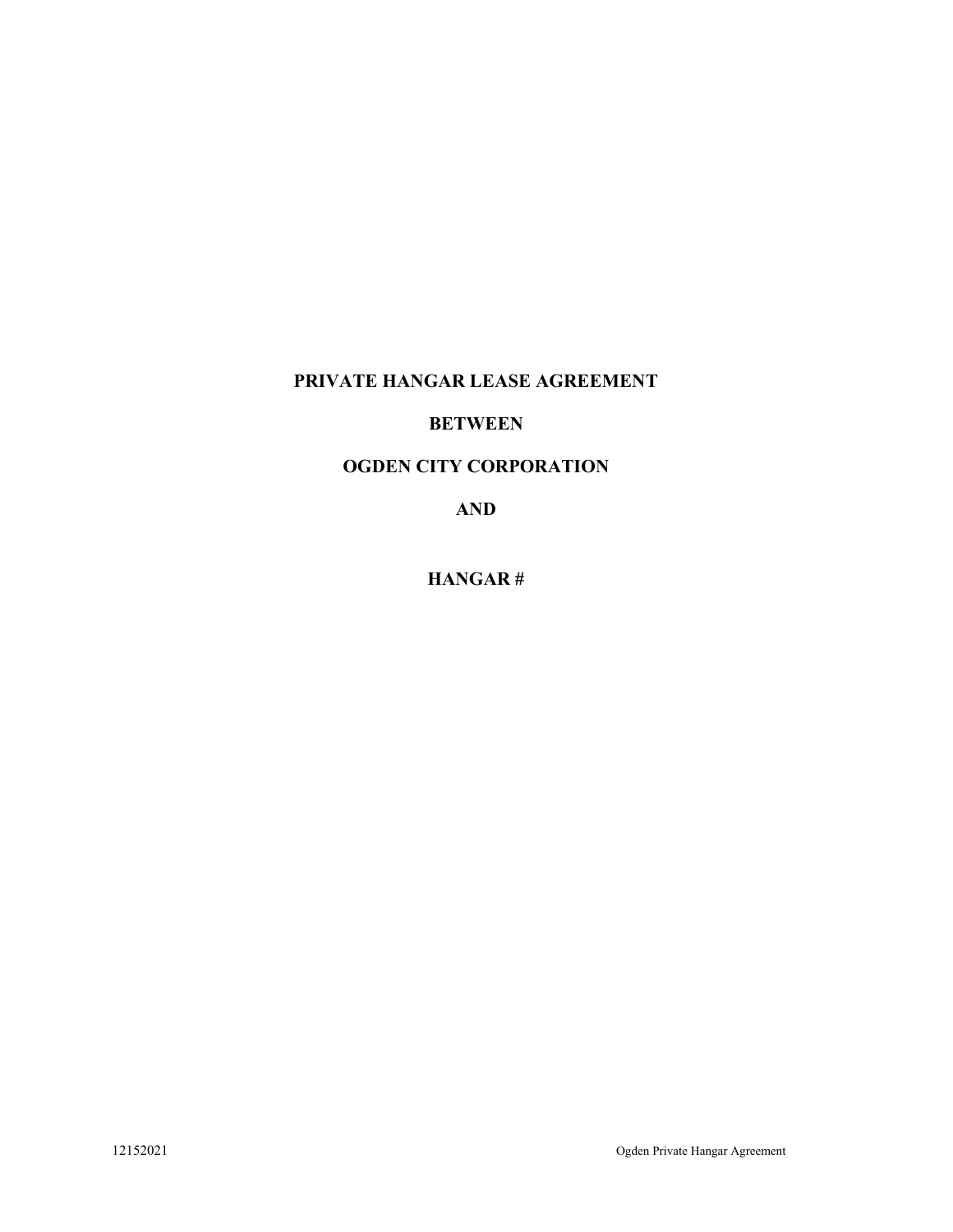**PRIVATE HANGAR LEASE AGREEMENT**

**BETWEEN**

**OGDEN CITY CORPORATION**

**AND**

**HANGAR #**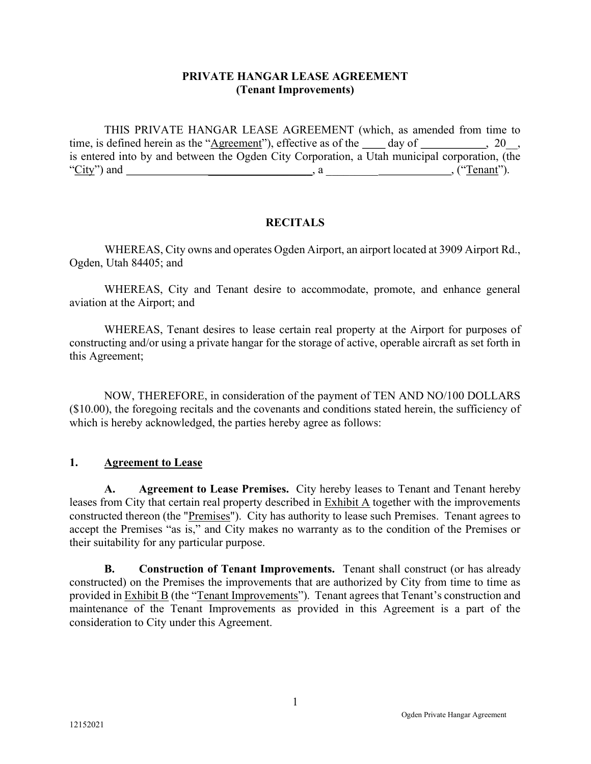# PRIVATE HANGAR LEASE AGREEMENT
## (Tenant Improvements)

THIS PRIVATE HANGAR LEASE AGREEMENT (which, as amended from time to time, is defined herein as the "Agreement"), effective as of the ____ day of ___________, 20__, is entered into by and between the Ogden City Corporation, a Utah municipal corporation, (the "City") and ________________________________, a ______________________, ("Tenant").

## RECITALS

WHEREAS, City owns and operates Ogden Airport, an airport located at 3909 Airport Rd., Ogden, Utah 84405; and

WHEREAS, City and Tenant desire to accommodate, promote, and enhance general aviation at the Airport; and

WHEREAS, Tenant desires to lease certain real property at the Airport for purposes of constructing and/or using a private hangar for the storage of active, operable aircraft as set forth in this Agreement;

NOW, THEREFORE, in consideration of the payment of TEN AND NO/100 DOLLARS ($10.00), the foregoing recitals and the covenants and conditions stated herein, the sufficiency of which is hereby acknowledged, the parties hereby agree as follows:

### 1. Agreement to Lease

**A. Agreement to Lease Premises.** City hereby leases to Tenant and Tenant hereby leases from City that certain real property described in Exhibit A together with the improvements constructed thereon (the "Premises"). City has authority to lease such Premises. Tenant agrees to accept the Premises "as is," and City makes no warranty as to the condition of the Premises or their suitability for any particular purpose.

**B. Construction of Tenant Improvements.** Tenant shall construct (or has already constructed) on the Premises the improvements that are authorized by City from time to time as provided in Exhibit B (the "Tenant Improvements"). Tenant agrees that Tenant's construction and maintenance of the Tenant Improvements as provided in this Agreement is a part of the consideration to City under this Agreement.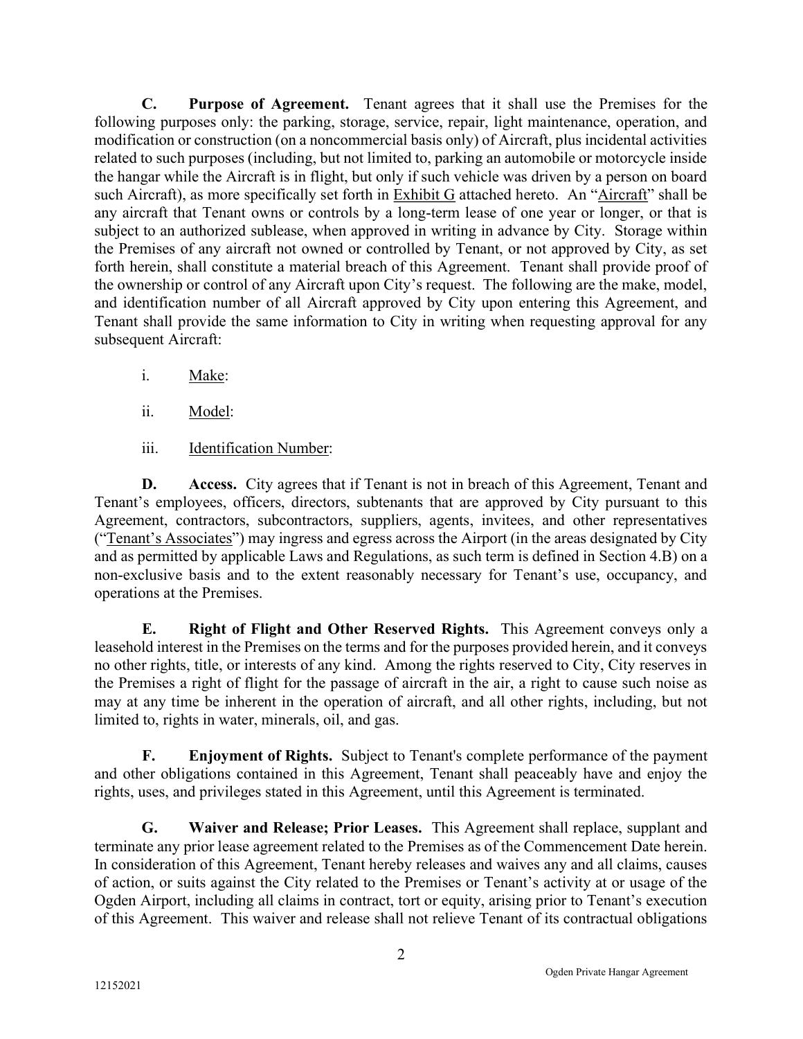**C. Purpose of Agreement.** Tenant agrees that it shall use the Premises for the following purposes only: the parking, storage, service, repair, light maintenance, operation, and modification or construction (on a noncommercial basis only) of Aircraft, plus incidental activities related to such purposes (including, but not limited to, parking an automobile or motorcycle inside the hangar while the Aircraft is in flight, but only if such vehicle was driven by a person on board such Aircraft), as more specifically set forth in Exhibit G attached hereto. An "Aircraft" shall be any aircraft that Tenant owns or controls by a long-term lease of one year or longer, or that is subject to an authorized sublease, when approved in writing in advance by City. Storage within the Premises of any aircraft not owned or controlled by Tenant, or not approved by City, as set forth herein, shall constitute a material breach of this Agreement. Tenant shall provide proof of the ownership or control of any Aircraft upon City's request. The following are the make, model, and identification number of all Aircraft approved by City upon entering this Agreement, and Tenant shall provide the same information to City in writing when requesting approval for any subsequent Aircraft:

i. Make:

ii. Model:

iii. Identification Number:

**D. Access.** City agrees that if Tenant is not in breach of this Agreement, Tenant and Tenant's employees, officers, directors, subtenants that are approved by City pursuant to this Agreement, contractors, subcontractors, suppliers, agents, invitees, and other representatives ("Tenant's Associates") may ingress and egress across the Airport (in the areas designated by City and as permitted by applicable Laws and Regulations, as such term is defined in Section 4.B) on a non-exclusive basis and to the extent reasonably necessary for Tenant's use, occupancy, and operations at the Premises.

**E. Right of Flight and Other Reserved Rights.** This Agreement conveys only a leasehold interest in the Premises on the terms and for the purposes provided herein, and it conveys no other rights, title, or interests of any kind. Among the rights reserved to City, City reserves in the Premises a right of flight for the passage of aircraft in the air, a right to cause such noise as may at any time be inherent in the operation of aircraft, and all other rights, including, but not limited to, rights in water, minerals, oil, and gas.

**F. Enjoyment of Rights.** Subject to Tenant's complete performance of the payment and other obligations contained in this Agreement, Tenant shall peaceably have and enjoy the rights, uses, and privileges stated in this Agreement, until this Agreement is terminated.

**G. Waiver and Release; Prior Leases.** This Agreement shall replace, supplant and terminate any prior lease agreement related to the Premises as of the Commencement Date herein. In consideration of this Agreement, Tenant hereby releases and waives any and all claims, causes of action, or suits against the City related to the Premises or Tenant's activity at or usage of the Ogden Airport, including all claims in contract, tort or equity, arising prior to Tenant's execution of this Agreement. This waiver and release shall not relieve Tenant of its contractual obligations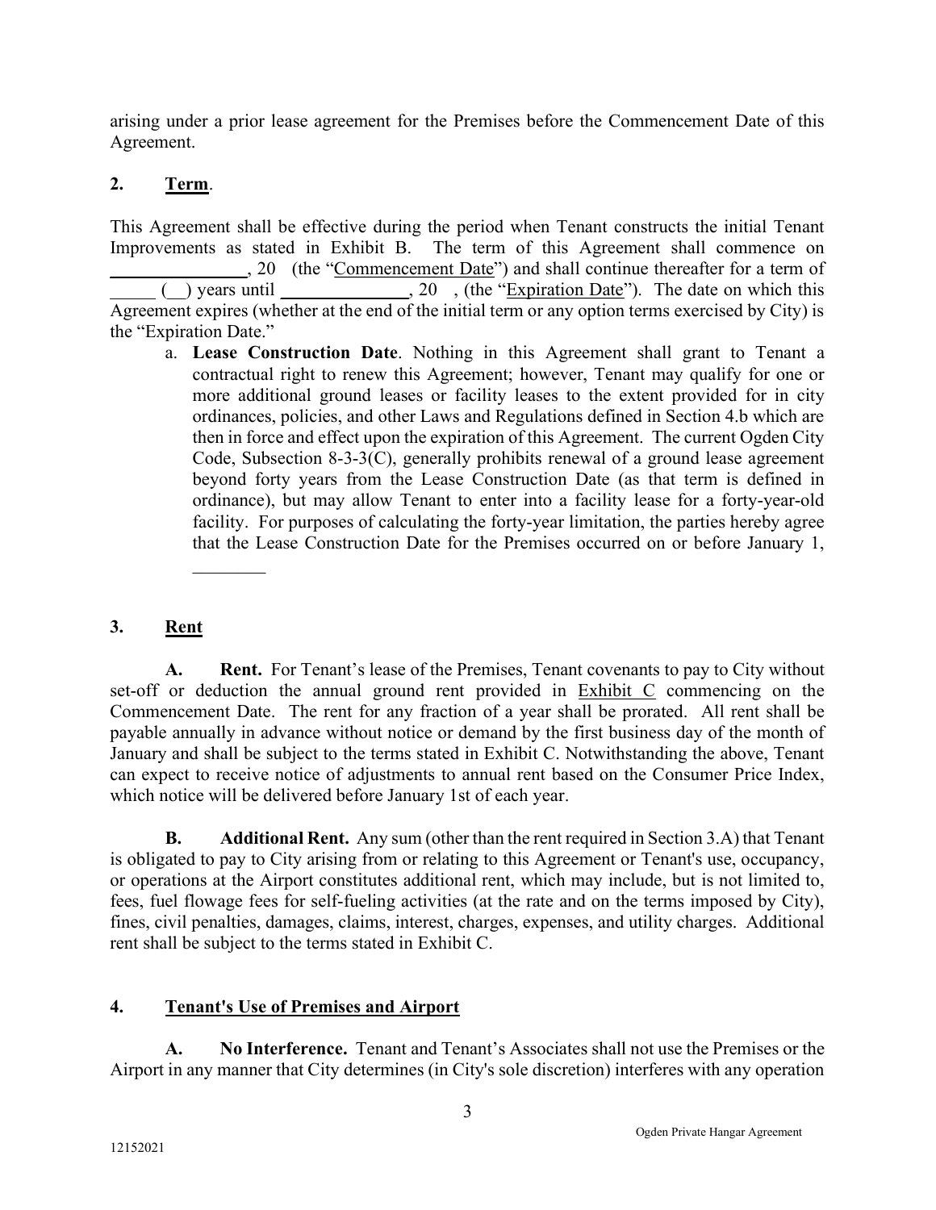arising under a prior lease agreement for the Premises before the Commencement Date of this Agreement.

## 2. Term.

This Agreement shall be effective during the period when Tenant constructs the initial Tenant Improvements as stated in Exhibit B. The term of this Agreement shall commence on _______________, 20 (the "Commencement Date") and shall continue thereafter for a term of _____ (__) years until ______________, 20 , (the "Expiration Date"). The date on which this Agreement expires (whether at the end of the initial term or any option terms exercised by City) is the "Expiration Date."

a. **Lease Construction Date**. Nothing in this Agreement shall grant to Tenant a contractual right to renew this Agreement; however, Tenant may qualify for one or more additional ground leases or facility leases to the extent provided for in city ordinances, policies, and other Laws and Regulations defined in Section 4.b which are then in force and effect upon the expiration of this Agreement. The current Ogden City Code, Subsection 8-3-3(C), generally prohibits renewal of a ground lease agreement beyond forty years from the Lease Construction Date (as that term is defined in ordinance), but may allow Tenant to enter into a facility lease for a forty-year-old facility. For purposes of calculating the forty-year limitation, the parties hereby agree that the Lease Construction Date for the Premises occurred on or before January 1, ________

## 3. Rent

**A. Rent.** For Tenant's lease of the Premises, Tenant covenants to pay to City without set-off or deduction the annual ground rent provided in Exhibit C commencing on the Commencement Date. The rent for any fraction of a year shall be prorated. All rent shall be payable annually in advance without notice or demand by the first business day of the month of January and shall be subject to the terms stated in Exhibit C. Notwithstanding the above, Tenant can expect to receive notice of adjustments to annual rent based on the Consumer Price Index, which notice will be delivered before January 1st of each year.

**B. Additional Rent.** Any sum (other than the rent required in Section 3.A) that Tenant is obligated to pay to City arising from or relating to this Agreement or Tenant's use, occupancy, or operations at the Airport constitutes additional rent, which may include, but is not limited to, fees, fuel flowage fees for self-fueling activities (at the rate and on the terms imposed by City), fines, civil penalties, damages, claims, interest, charges, expenses, and utility charges. Additional rent shall be subject to the terms stated in Exhibit C.

## 4. Tenant's Use of Premises and Airport

**A. No Interference.** Tenant and Tenant's Associates shall not use the Premises or the Airport in any manner that City determines (in City's sole discretion) interferes with any operation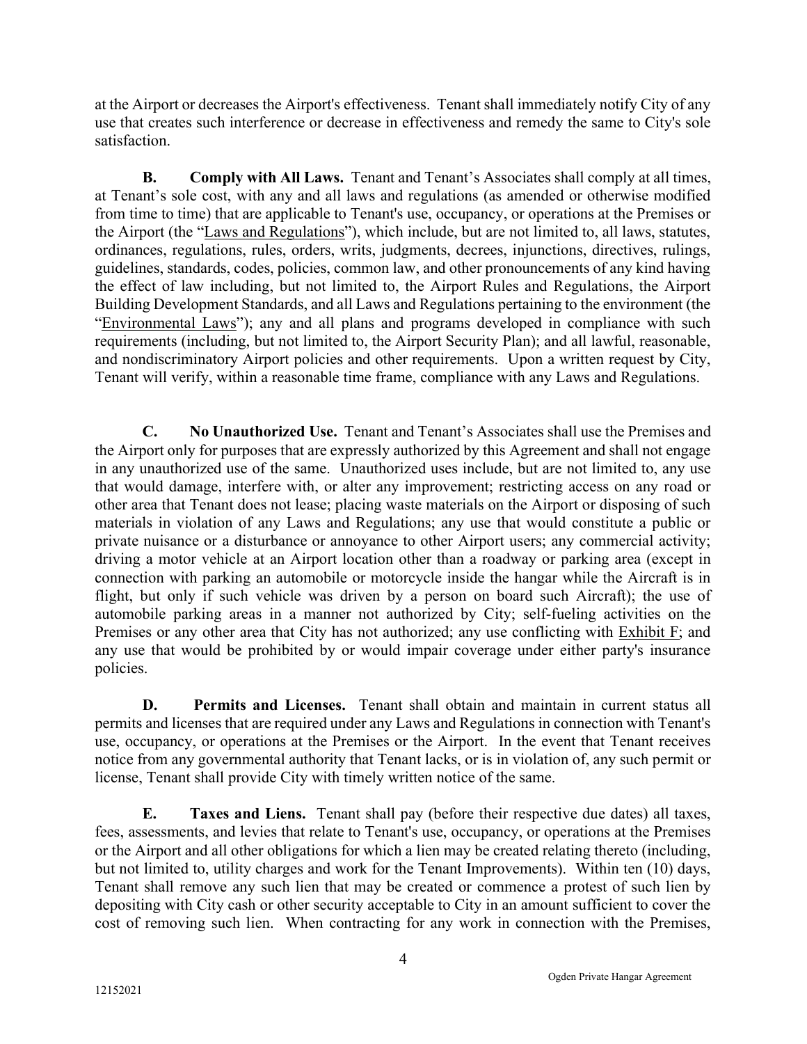at the Airport or decreases the Airport's effectiveness. Tenant shall immediately notify City of any use that creates such interference or decrease in effectiveness and remedy the same to City's sole satisfaction.

**B. Comply with All Laws.** Tenant and Tenant's Associates shall comply at all times, at Tenant's sole cost, with any and all laws and regulations (as amended or otherwise modified from time to time) that are applicable to Tenant's use, occupancy, or operations at the Premises or the Airport (the "Laws and Regulations"), which include, but are not limited to, all laws, statutes, ordinances, regulations, rules, orders, writs, judgments, decrees, injunctions, directives, rulings, guidelines, standards, codes, policies, common law, and other pronouncements of any kind having the effect of law including, but not limited to, the Airport Rules and Regulations, the Airport Building Development Standards, and all Laws and Regulations pertaining to the environment (the "Environmental Laws"); any and all plans and programs developed in compliance with such requirements (including, but not limited to, the Airport Security Plan); and all lawful, reasonable, and nondiscriminatory Airport policies and other requirements. Upon a written request by City, Tenant will verify, within a reasonable time frame, compliance with any Laws and Regulations.

**C. No Unauthorized Use.** Tenant and Tenant's Associates shall use the Premises and the Airport only for purposes that are expressly authorized by this Agreement and shall not engage in any unauthorized use of the same. Unauthorized uses include, but are not limited to, any use that would damage, interfere with, or alter any improvement; restricting access on any road or other area that Tenant does not lease; placing waste materials on the Airport or disposing of such materials in violation of any Laws and Regulations; any use that would constitute a public or private nuisance or a disturbance or annoyance to other Airport users; any commercial activity; driving a motor vehicle at an Airport location other than a roadway or parking area (except in connection with parking an automobile or motorcycle inside the hangar while the Aircraft is in flight, but only if such vehicle was driven by a person on board such Aircraft); the use of automobile parking areas in a manner not authorized by City; self-fueling activities on the Premises or any other area that City has not authorized; any use conflicting with Exhibit F; and any use that would be prohibited by or would impair coverage under either party's insurance policies.

**D. Permits and Licenses.** Tenant shall obtain and maintain in current status all permits and licenses that are required under any Laws and Regulations in connection with Tenant's use, occupancy, or operations at the Premises or the Airport. In the event that Tenant receives notice from any governmental authority that Tenant lacks, or is in violation of, any such permit or license, Tenant shall provide City with timely written notice of the same.

**E. Taxes and Liens.** Tenant shall pay (before their respective due dates) all taxes, fees, assessments, and levies that relate to Tenant's use, occupancy, or operations at the Premises or the Airport and all other obligations for which a lien may be created relating thereto (including, but not limited to, utility charges and work for the Tenant Improvements). Within ten (10) days, Tenant shall remove any such lien that may be created or commence a protest of such lien by depositing with City cash or other security acceptable to City in an amount sufficient to cover the cost of removing such lien. When contracting for any work in connection with the Premises,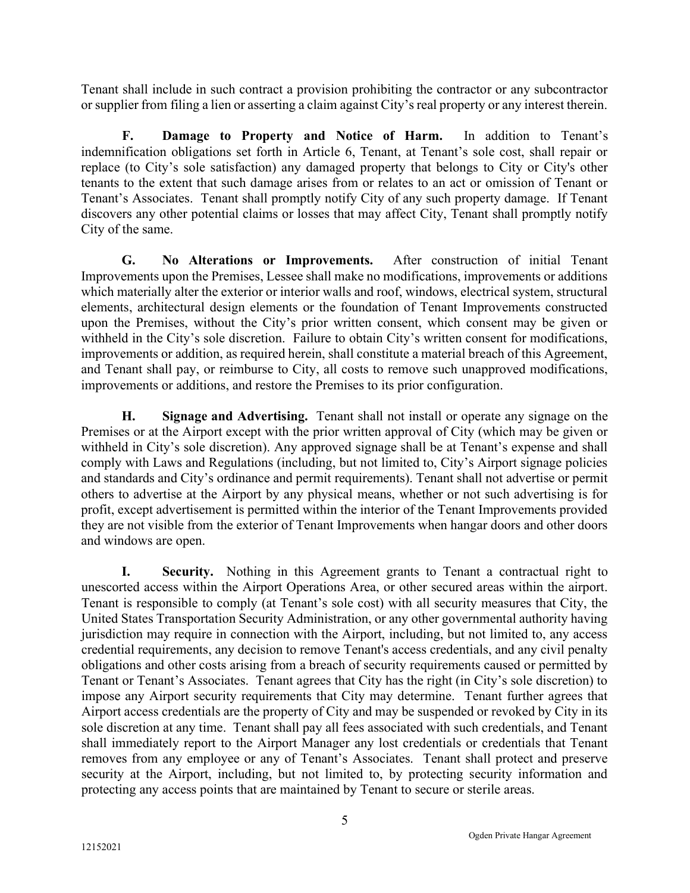Tenant shall include in such contract a provision prohibiting the contractor or any subcontractor or supplier from filing a lien or asserting a claim against City's real property or any interest therein.

**F. Damage to Property and Notice of Harm.** In addition to Tenant's indemnification obligations set forth in Article 6, Tenant, at Tenant's sole cost, shall repair or replace (to City's sole satisfaction) any damaged property that belongs to City or City's other tenants to the extent that such damage arises from or relates to an act or omission of Tenant or Tenant's Associates. Tenant shall promptly notify City of any such property damage. If Tenant discovers any other potential claims or losses that may affect City, Tenant shall promptly notify City of the same.

**G. No Alterations or Improvements.** After construction of initial Tenant Improvements upon the Premises, Lessee shall make no modifications, improvements or additions which materially alter the exterior or interior walls and roof, windows, electrical system, structural elements, architectural design elements or the foundation of Tenant Improvements constructed upon the Premises, without the City's prior written consent, which consent may be given or withheld in the City's sole discretion. Failure to obtain City's written consent for modifications, improvements or addition, as required herein, shall constitute a material breach of this Agreement, and Tenant shall pay, or reimburse to City, all costs to remove such unapproved modifications, improvements or additions, and restore the Premises to its prior configuration.

**H. Signage and Advertising.** Tenant shall not install or operate any signage on the Premises or at the Airport except with the prior written approval of City (which may be given or withheld in City's sole discretion). Any approved signage shall be at Tenant's expense and shall comply with Laws and Regulations (including, but not limited to, City's Airport signage policies and standards and City's ordinance and permit requirements). Tenant shall not advertise or permit others to advertise at the Airport by any physical means, whether or not such advertising is for profit, except advertisement is permitted within the interior of the Tenant Improvements provided they are not visible from the exterior of Tenant Improvements when hangar doors and other doors and windows are open.

**I. Security.** Nothing in this Agreement grants to Tenant a contractual right to unescorted access within the Airport Operations Area, or other secured areas within the airport. Tenant is responsible to comply (at Tenant's sole cost) with all security measures that City, the United States Transportation Security Administration, or any other governmental authority having jurisdiction may require in connection with the Airport, including, but not limited to, any access credential requirements, any decision to remove Tenant's access credentials, and any civil penalty obligations and other costs arising from a breach of security requirements caused or permitted by Tenant or Tenant's Associates. Tenant agrees that City has the right (in City's sole discretion) to impose any Airport security requirements that City may determine. Tenant further agrees that Airport access credentials are the property of City and may be suspended or revoked by City in its sole discretion at any time. Tenant shall pay all fees associated with such credentials, and Tenant shall immediately report to the Airport Manager any lost credentials or credentials that Tenant removes from any employee or any of Tenant's Associates. Tenant shall protect and preserve security at the Airport, including, but not limited to, by protecting security information and protecting any access points that are maintained by Tenant to secure or sterile areas.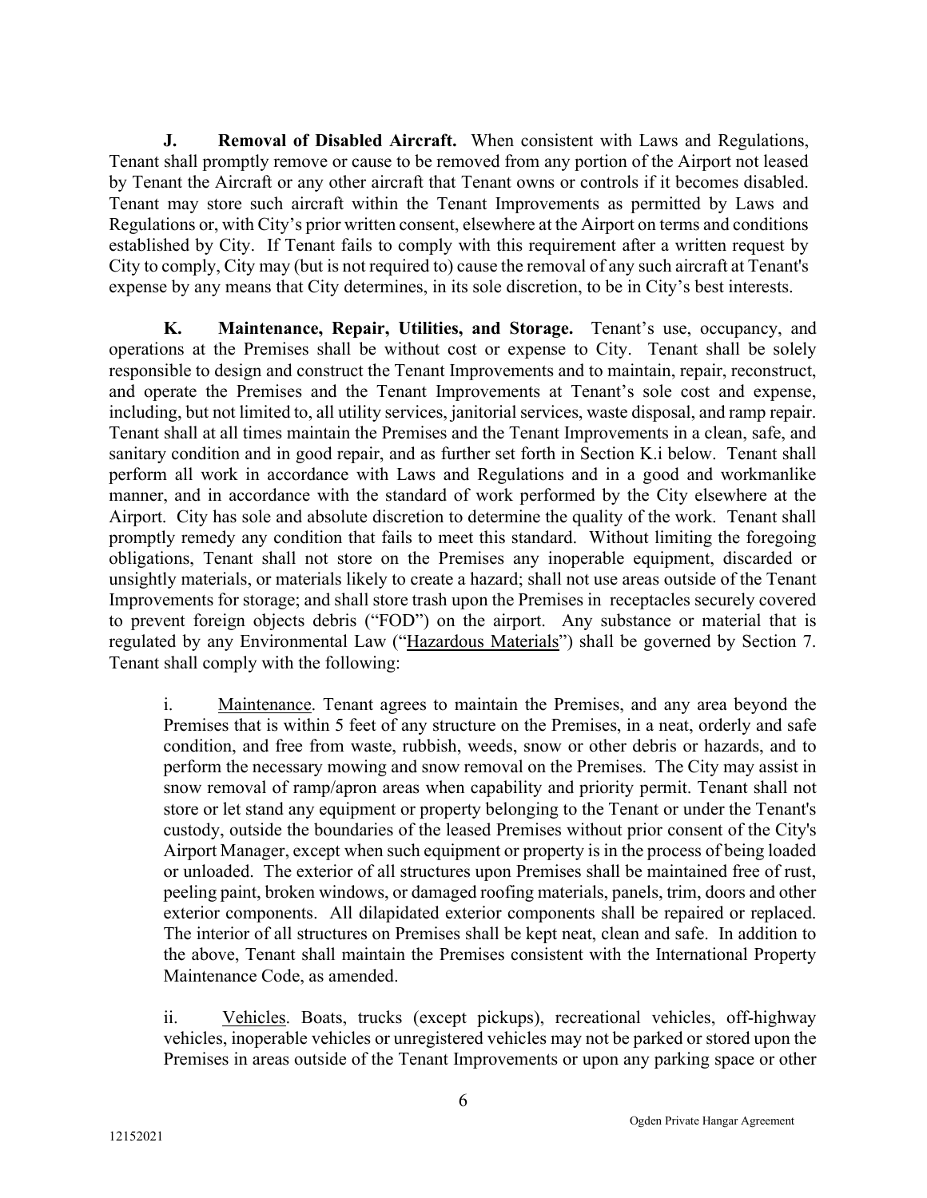**J. Removal of Disabled Aircraft.** When consistent with Laws and Regulations, Tenant shall promptly remove or cause to be removed from any portion of the Airport not leased by Tenant the Aircraft or any other aircraft that Tenant owns or controls if it becomes disabled. Tenant may store such aircraft within the Tenant Improvements as permitted by Laws and Regulations or, with City's prior written consent, elsewhere at the Airport on terms and conditions established by City. If Tenant fails to comply with this requirement after a written request by City to comply, City may (but is not required to) cause the removal of any such aircraft at Tenant's expense by any means that City determines, in its sole discretion, to be in City's best interests.

**K. Maintenance, Repair, Utilities, and Storage.** Tenant's use, occupancy, and operations at the Premises shall be without cost or expense to City. Tenant shall be solely responsible to design and construct the Tenant Improvements and to maintain, repair, reconstruct, and operate the Premises and the Tenant Improvements at Tenant's sole cost and expense, including, but not limited to, all utility services, janitorial services, waste disposal, and ramp repair. Tenant shall at all times maintain the Premises and the Tenant Improvements in a clean, safe, and sanitary condition and in good repair, and as further set forth in Section K.i below. Tenant shall perform all work in accordance with Laws and Regulations and in a good and workmanlike manner, and in accordance with the standard of work performed by the City elsewhere at the Airport. City has sole and absolute discretion to determine the quality of the work. Tenant shall promptly remedy any condition that fails to meet this standard. Without limiting the foregoing obligations, Tenant shall not store on the Premises any inoperable equipment, discarded or unsightly materials, or materials likely to create a hazard; shall not use areas outside of the Tenant Improvements for storage; and shall store trash upon the Premises in receptacles securely covered to prevent foreign objects debris ("FOD") on the airport. Any substance or material that is regulated by any Environmental Law ("Hazardous Materials") shall be governed by Section 7. Tenant shall comply with the following:

i. Maintenance. Tenant agrees to maintain the Premises, and any area beyond the Premises that is within 5 feet of any structure on the Premises, in a neat, orderly and safe condition, and free from waste, rubbish, weeds, snow or other debris or hazards, and to perform the necessary mowing and snow removal on the Premises. The City may assist in snow removal of ramp/apron areas when capability and priority permit. Tenant shall not store or let stand any equipment or property belonging to the Tenant or under the Tenant's custody, outside the boundaries of the leased Premises without prior consent of the City's Airport Manager, except when such equipment or property is in the process of being loaded or unloaded. The exterior of all structures upon Premises shall be maintained free of rust, peeling paint, broken windows, or damaged roofing materials, panels, trim, doors and other exterior components. All dilapidated exterior components shall be repaired or replaced. The interior of all structures on Premises shall be kept neat, clean and safe. In addition to the above, Tenant shall maintain the Premises consistent with the International Property Maintenance Code, as amended.

ii. Vehicles. Boats, trucks (except pickups), recreational vehicles, off-highway vehicles, inoperable vehicles or unregistered vehicles may not be parked or stored upon the Premises in areas outside of the Tenant Improvements or upon any parking space or other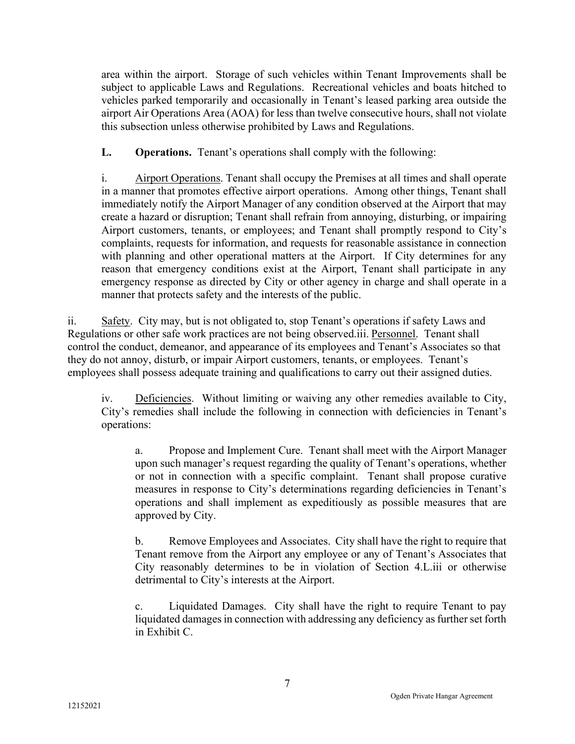area within the airport. Storage of such vehicles within Tenant Improvements shall be subject to applicable Laws and Regulations. Recreational vehicles and boats hitched to vehicles parked temporarily and occasionally in Tenant's leased parking area outside the airport Air Operations Area (AOA) for less than twelve consecutive hours, shall not violate this subsection unless otherwise prohibited by Laws and Regulations.

**L. Operations.** Tenant's operations shall comply with the following:

i. Airport Operations. Tenant shall occupy the Premises at all times and shall operate in a manner that promotes effective airport operations. Among other things, Tenant shall immediately notify the Airport Manager of any condition observed at the Airport that may create a hazard or disruption; Tenant shall refrain from annoying, disturbing, or impairing Airport customers, tenants, or employees; and Tenant shall promptly respond to City's complaints, requests for information, and requests for reasonable assistance in connection with planning and other operational matters at the Airport. If City determines for any reason that emergency conditions exist at the Airport, Tenant shall participate in any emergency response as directed by City or other agency in charge and shall operate in a manner that protects safety and the interests of the public.

ii. Safety. City may, but is not obligated to, stop Tenant's operations if safety Laws and Regulations or other safe work practices are not being observed.iii. Personnel. Tenant shall control the conduct, demeanor, and appearance of its employees and Tenant's Associates so that they do not annoy, disturb, or impair Airport customers, tenants, or employees. Tenant's employees shall possess adequate training and qualifications to carry out their assigned duties.

iv. Deficiencies. Without limiting or waiving any other remedies available to City, City's remedies shall include the following in connection with deficiencies in Tenant's operations:

a. Propose and Implement Cure. Tenant shall meet with the Airport Manager upon such manager's request regarding the quality of Tenant's operations, whether or not in connection with a specific complaint. Tenant shall propose curative measures in response to City's determinations regarding deficiencies in Tenant's operations and shall implement as expeditiously as possible measures that are approved by City.

b. Remove Employees and Associates. City shall have the right to require that Tenant remove from the Airport any employee or any of Tenant's Associates that City reasonably determines to be in violation of Section 4.L.iii or otherwise detrimental to City's interests at the Airport.

c. Liquidated Damages. City shall have the right to require Tenant to pay liquidated damages in connection with addressing any deficiency as further set forth in Exhibit C.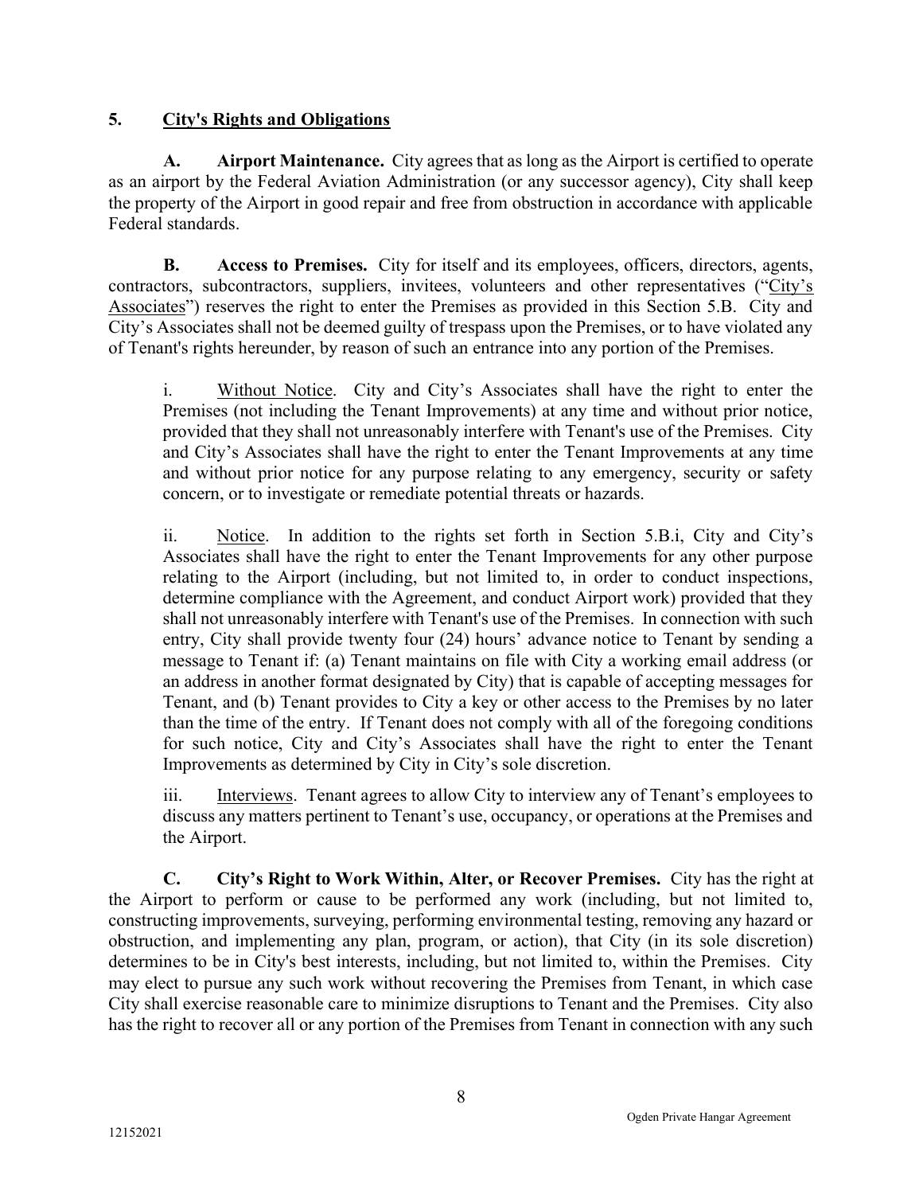## 5. City's Rights and Obligations

**A. Airport Maintenance.** City agrees that as long as the Airport is certified to operate as an airport by the Federal Aviation Administration (or any successor agency), City shall keep the property of the Airport in good repair and free from obstruction in accordance with applicable Federal standards.

**B. Access to Premises.** City for itself and its employees, officers, directors, agents, contractors, subcontractors, suppliers, invitees, volunteers and other representatives ("City's Associates") reserves the right to enter the Premises as provided in this Section 5.B. City and City's Associates shall not be deemed guilty of trespass upon the Premises, or to have violated any of Tenant's rights hereunder, by reason of such an entrance into any portion of the Premises.

i. Without Notice. City and City's Associates shall have the right to enter the Premises (not including the Tenant Improvements) at any time and without prior notice, provided that they shall not unreasonably interfere with Tenant's use of the Premises. City and City's Associates shall have the right to enter the Tenant Improvements at any time and without prior notice for any purpose relating to any emergency, security or safety concern, or to investigate or remediate potential threats or hazards.

ii. Notice. In addition to the rights set forth in Section 5.B.i, City and City's Associates shall have the right to enter the Tenant Improvements for any other purpose relating to the Airport (including, but not limited to, in order to conduct inspections, determine compliance with the Agreement, and conduct Airport work) provided that they shall not unreasonably interfere with Tenant's use of the Premises. In connection with such entry, City shall provide twenty four (24) hours' advance notice to Tenant by sending a message to Tenant if: (a) Tenant maintains on file with City a working email address (or an address in another format designated by City) that is capable of accepting messages for Tenant, and (b) Tenant provides to City a key or other access to the Premises by no later than the time of the entry. If Tenant does not comply with all of the foregoing conditions for such notice, City and City's Associates shall have the right to enter the Tenant Improvements as determined by City in City's sole discretion.

iii. Interviews. Tenant agrees to allow City to interview any of Tenant's employees to discuss any matters pertinent to Tenant's use, occupancy, or operations at the Premises and the Airport.

**C. City's Right to Work Within, Alter, or Recover Premises.** City has the right at the Airport to perform or cause to be performed any work (including, but not limited to, constructing improvements, surveying, performing environmental testing, removing any hazard or obstruction, and implementing any plan, program, or action), that City (in its sole discretion) determines to be in City's best interests, including, but not limited to, within the Premises. City may elect to pursue any such work without recovering the Premises from Tenant, in which case City shall exercise reasonable care to minimize disruptions to Tenant and the Premises. City also has the right to recover all or any portion of the Premises from Tenant in connection with any such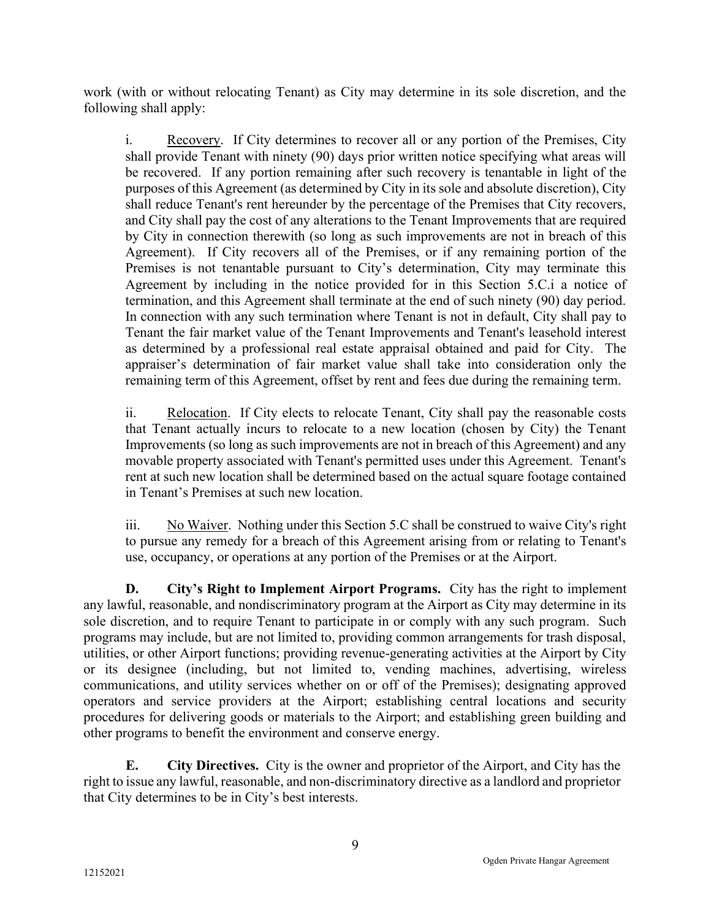work (with or without relocating Tenant) as City may determine in its sole discretion, and the following shall apply:

i. Recovery. If City determines to recover all or any portion of the Premises, City shall provide Tenant with ninety (90) days prior written notice specifying what areas will be recovered. If any portion remaining after such recovery is tenantable in light of the purposes of this Agreement (as determined by City in its sole and absolute discretion), City shall reduce Tenant's rent hereunder by the percentage of the Premises that City recovers, and City shall pay the cost of any alterations to the Tenant Improvements that are required by City in connection therewith (so long as such improvements are not in breach of this Agreement). If City recovers all of the Premises, or if any remaining portion of the Premises is not tenantable pursuant to City's determination, City may terminate this Agreement by including in the notice provided for in this Section 5.C.i a notice of termination, and this Agreement shall terminate at the end of such ninety (90) day period. In connection with any such termination where Tenant is not in default, City shall pay to Tenant the fair market value of the Tenant Improvements and Tenant's leasehold interest as determined by a professional real estate appraisal obtained and paid for City. The appraiser's determination of fair market value shall take into consideration only the remaining term of this Agreement, offset by rent and fees due during the remaining term.

ii. Relocation. If City elects to relocate Tenant, City shall pay the reasonable costs that Tenant actually incurs to relocate to a new location (chosen by City) the Tenant Improvements (so long as such improvements are not in breach of this Agreement) and any movable property associated with Tenant's permitted uses under this Agreement. Tenant's rent at such new location shall be determined based on the actual square footage contained in Tenant's Premises at such new location.

iii. No Waiver. Nothing under this Section 5.C shall be construed to waive City's right to pursue any remedy for a breach of this Agreement arising from or relating to Tenant's use, occupancy, or operations at any portion of the Premises or at the Airport.

**D. City's Right to Implement Airport Programs.** City has the right to implement any lawful, reasonable, and nondiscriminatory program at the Airport as City may determine in its sole discretion, and to require Tenant to participate in or comply with any such program. Such programs may include, but are not limited to, providing common arrangements for trash disposal, utilities, or other Airport functions; providing revenue-generating activities at the Airport by City or its designee (including, but not limited to, vending machines, advertising, wireless communications, and utility services whether on or off of the Premises); designating approved operators and service providers at the Airport; establishing central locations and security procedures for delivering goods or materials to the Airport; and establishing green building and other programs to benefit the environment and conserve energy.

**E. City Directives.** City is the owner and proprietor of the Airport, and City has the right to issue any lawful, reasonable, and non-discriminatory directive as a landlord and proprietor that City determines to be in City's best interests.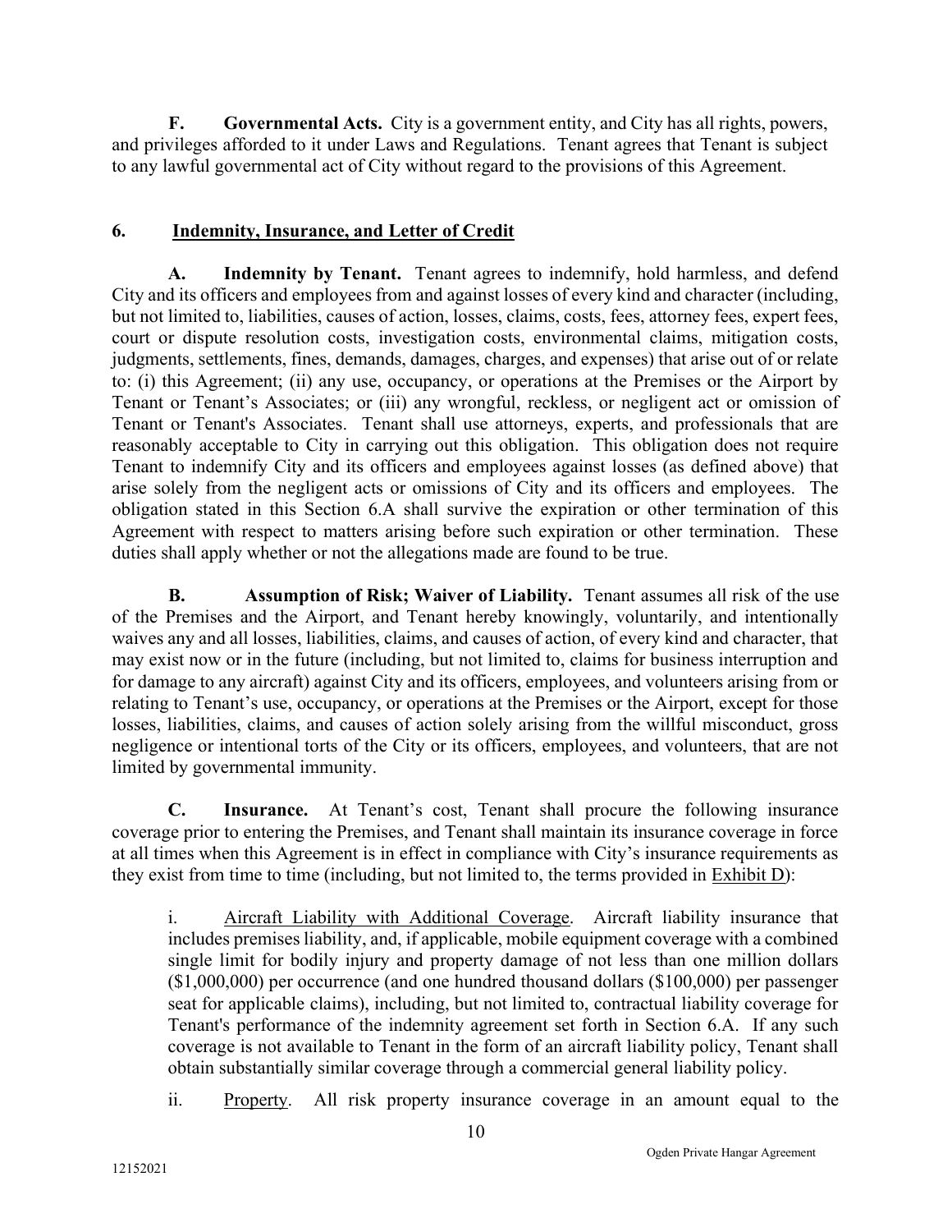**F. Governmental Acts.** City is a government entity, and City has all rights, powers, and privileges afforded to it under Laws and Regulations. Tenant agrees that Tenant is subject to any lawful governmental act of City without regard to the provisions of this Agreement.

## 6. Indemnity, Insurance, and Letter of Credit

**A. Indemnity by Tenant.** Tenant agrees to indemnify, hold harmless, and defend City and its officers and employees from and against losses of every kind and character (including, but not limited to, liabilities, causes of action, losses, claims, costs, fees, attorney fees, expert fees, court or dispute resolution costs, investigation costs, environmental claims, mitigation costs, judgments, settlements, fines, demands, damages, charges, and expenses) that arise out of or relate to: (i) this Agreement; (ii) any use, occupancy, or operations at the Premises or the Airport by Tenant or Tenant's Associates; or (iii) any wrongful, reckless, or negligent act or omission of Tenant or Tenant's Associates. Tenant shall use attorneys, experts, and professionals that are reasonably acceptable to City in carrying out this obligation. This obligation does not require Tenant to indemnify City and its officers and employees against losses (as defined above) that arise solely from the negligent acts or omissions of City and its officers and employees. The obligation stated in this Section 6.A shall survive the expiration or other termination of this Agreement with respect to matters arising before such expiration or other termination. These duties shall apply whether or not the allegations made are found to be true.

**B. Assumption of Risk; Waiver of Liability.** Tenant assumes all risk of the use of the Premises and the Airport, and Tenant hereby knowingly, voluntarily, and intentionally waives any and all losses, liabilities, claims, and causes of action, of every kind and character, that may exist now or in the future (including, but not limited to, claims for business interruption and for damage to any aircraft) against City and its officers, employees, and volunteers arising from or relating to Tenant's use, occupancy, or operations at the Premises or the Airport, except for those losses, liabilities, claims, and causes of action solely arising from the willful misconduct, gross negligence or intentional torts of the City or its officers, employees, and volunteers, that are not limited by governmental immunity.

**C. Insurance.** At Tenant's cost, Tenant shall procure the following insurance coverage prior to entering the Premises, and Tenant shall maintain its insurance coverage in force at all times when this Agreement is in effect in compliance with City's insurance requirements as they exist from time to time (including, but not limited to, the terms provided in Exhibit D):

i. Aircraft Liability with Additional Coverage. Aircraft liability insurance that includes premises liability, and, if applicable, mobile equipment coverage with a combined single limit for bodily injury and property damage of not less than one million dollars ($1,000,000) per occurrence (and one hundred thousand dollars ($100,000) per passenger seat for applicable claims), including, but not limited to, contractual liability coverage for Tenant's performance of the indemnity agreement set forth in Section 6.A. If any such coverage is not available to Tenant in the form of an aircraft liability policy, Tenant shall obtain substantially similar coverage through a commercial general liability policy.

ii. Property. All risk property insurance coverage in an amount equal to the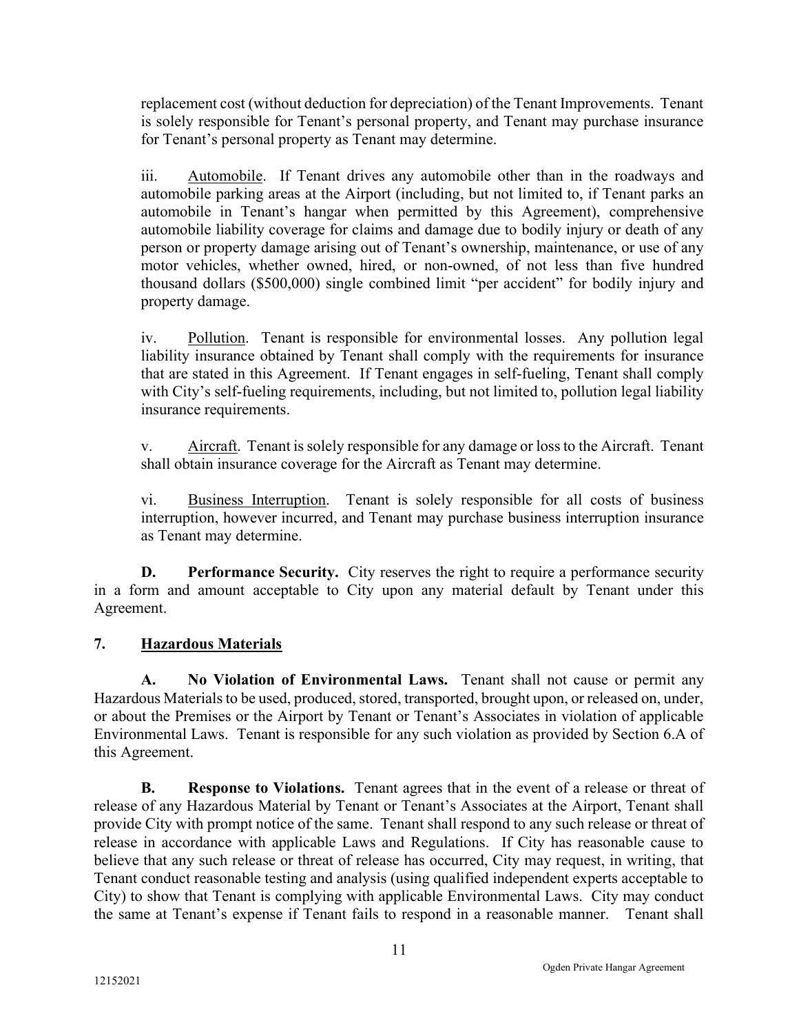replacement cost (without deduction for depreciation) of the Tenant Improvements. Tenant is solely responsible for Tenant's personal property, and Tenant may purchase insurance for Tenant's personal property as Tenant may determine.

iii. Automobile. If Tenant drives any automobile other than in the roadways and automobile parking areas at the Airport (including, but not limited to, if Tenant parks an automobile in Tenant's hangar when permitted by this Agreement), comprehensive automobile liability coverage for claims and damage due to bodily injury or death of any person or property damage arising out of Tenant's ownership, maintenance, or use of any motor vehicles, whether owned, hired, or non-owned, of not less than five hundred thousand dollars ($500,000) single combined limit "per accident" for bodily injury and property damage.

iv. Pollution. Tenant is responsible for environmental losses. Any pollution legal liability insurance obtained by Tenant shall comply with the requirements for insurance that are stated in this Agreement. If Tenant engages in self-fueling, Tenant shall comply with City's self-fueling requirements, including, but not limited to, pollution legal liability insurance requirements.

v. Aircraft. Tenant is solely responsible for any damage or loss to the Aircraft. Tenant shall obtain insurance coverage for the Aircraft as Tenant may determine.

vi. Business Interruption. Tenant is solely responsible for all costs of business interruption, however incurred, and Tenant may purchase business interruption insurance as Tenant may determine.

**D. Performance Security.** City reserves the right to require a performance security in a form and amount acceptable to City upon any material default by Tenant under this Agreement.

## 7. Hazardous Materials

**A. No Violation of Environmental Laws.** Tenant shall not cause or permit any Hazardous Materials to be used, produced, stored, transported, brought upon, or released on, under, or about the Premises or the Airport by Tenant or Tenant's Associates in violation of applicable Environmental Laws. Tenant is responsible for any such violation as provided by Section 6.A of this Agreement.

**B. Response to Violations.** Tenant agrees that in the event of a release or threat of release of any Hazardous Material by Tenant or Tenant's Associates at the Airport, Tenant shall provide City with prompt notice of the same. Tenant shall respond to any such release or threat of release in accordance with applicable Laws and Regulations. If City has reasonable cause to believe that any such release or threat of release has occurred, City may request, in writing, that Tenant conduct reasonable testing and analysis (using qualified independent experts acceptable to City) to show that Tenant is complying with applicable Environmental Laws. City may conduct the same at Tenant's expense if Tenant fails to respond in a reasonable manner. Tenant shall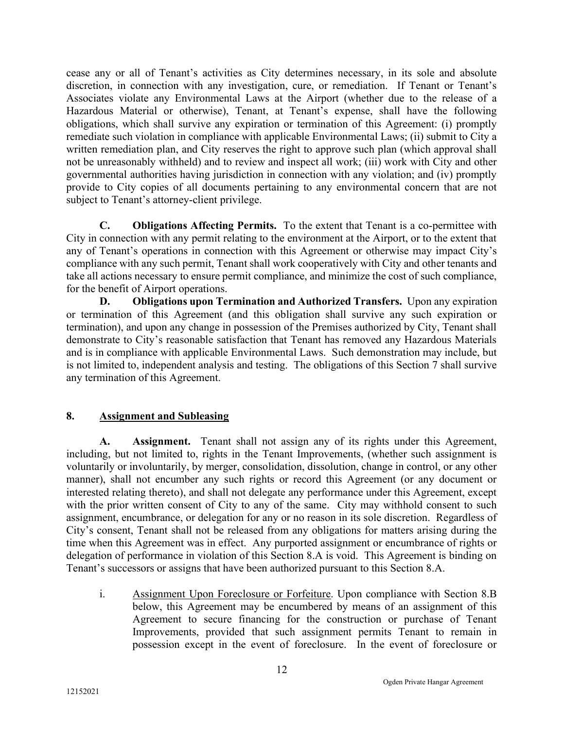cease any or all of Tenant's activities as City determines necessary, in its sole and absolute discretion, in connection with any investigation, cure, or remediation. If Tenant or Tenant's Associates violate any Environmental Laws at the Airport (whether due to the release of a Hazardous Material or otherwise), Tenant, at Tenant's expense, shall have the following obligations, which shall survive any expiration or termination of this Agreement: (i) promptly remediate such violation in compliance with applicable Environmental Laws; (ii) submit to City a written remediation plan, and City reserves the right to approve such plan (which approval shall not be unreasonably withheld) and to review and inspect all work; (iii) work with City and other governmental authorities having jurisdiction in connection with any violation; and (iv) promptly provide to City copies of all documents pertaining to any environmental concern that are not subject to Tenant's attorney-client privilege.

**C. Obligations Affecting Permits.** To the extent that Tenant is a co-permittee with City in connection with any permit relating to the environment at the Airport, or to the extent that any of Tenant's operations in connection with this Agreement or otherwise may impact City's compliance with any such permit, Tenant shall work cooperatively with City and other tenants and take all actions necessary to ensure permit compliance, and minimize the cost of such compliance, for the benefit of Airport operations.

**D. Obligations upon Termination and Authorized Transfers.** Upon any expiration or termination of this Agreement (and this obligation shall survive any such expiration or termination), and upon any change in possession of the Premises authorized by City, Tenant shall demonstrate to City's reasonable satisfaction that Tenant has removed any Hazardous Materials and is in compliance with applicable Environmental Laws. Such demonstration may include, but is not limited to, independent analysis and testing. The obligations of this Section 7 shall survive any termination of this Agreement.

## 8. Assignment and Subleasing

**A. Assignment.** Tenant shall not assign any of its rights under this Agreement, including, but not limited to, rights in the Tenant Improvements, (whether such assignment is voluntarily or involuntarily, by merger, consolidation, dissolution, change in control, or any other manner), shall not encumber any such rights or record this Agreement (or any document or interested relating thereto), and shall not delegate any performance under this Agreement, except with the prior written consent of City to any of the same. City may withhold consent to such assignment, encumbrance, or delegation for any or no reason in its sole discretion. Regardless of City's consent, Tenant shall not be released from any obligations for matters arising during the time when this Agreement was in effect. Any purported assignment or encumbrance of rights or delegation of performance in violation of this Section 8.A is void. This Agreement is binding on Tenant's successors or assigns that have been authorized pursuant to this Section 8.A.

i. Assignment Upon Foreclosure or Forfeiture. Upon compliance with Section 8.B below, this Agreement may be encumbered by means of an assignment of this Agreement to secure financing for the construction or purchase of Tenant Improvements, provided that such assignment permits Tenant to remain in possession except in the event of foreclosure. In the event of foreclosure or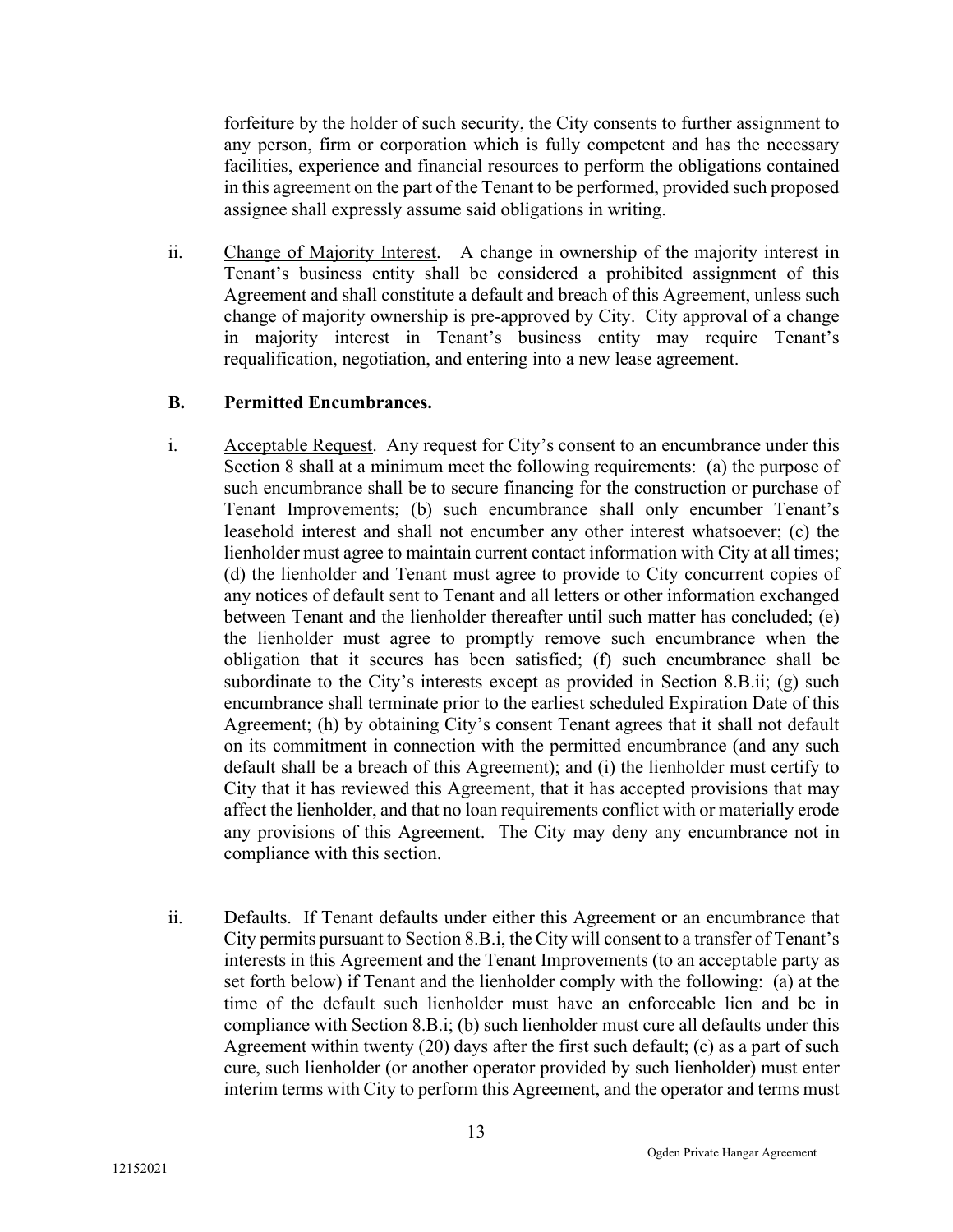forfeiture by the holder of such security, the City consents to further assignment to any person, firm or corporation which is fully competent and has the necessary facilities, experience and financial resources to perform the obligations contained in this agreement on the part of the Tenant to be performed, provided such proposed assignee shall expressly assume said obligations in writing.

ii. Change of Majority Interest. A change in ownership of the majority interest in Tenant's business entity shall be considered a prohibited assignment of this Agreement and shall constitute a default and breach of this Agreement, unless such change of majority ownership is pre-approved by City. City approval of a change in majority interest in Tenant's business entity may require Tenant's requalification, negotiation, and entering into a new lease agreement.

**B. Permitted Encumbrances.**

i. Acceptable Request. Any request for City's consent to an encumbrance under this Section 8 shall at a minimum meet the following requirements: (a) the purpose of such encumbrance shall be to secure financing for the construction or purchase of Tenant Improvements; (b) such encumbrance shall only encumber Tenant's leasehold interest and shall not encumber any other interest whatsoever; (c) the lienholder must agree to maintain current contact information with City at all times; (d) the lienholder and Tenant must agree to provide to City concurrent copies of any notices of default sent to Tenant and all letters or other information exchanged between Tenant and the lienholder thereafter until such matter has concluded; (e) the lienholder must agree to promptly remove such encumbrance when the obligation that it secures has been satisfied; (f) such encumbrance shall be subordinate to the City's interests except as provided in Section 8.B.ii; (g) such encumbrance shall terminate prior to the earliest scheduled Expiration Date of this Agreement; (h) by obtaining City's consent Tenant agrees that it shall not default on its commitment in connection with the permitted encumbrance (and any such default shall be a breach of this Agreement); and (i) the lienholder must certify to City that it has reviewed this Agreement, that it has accepted provisions that may affect the lienholder, and that no loan requirements conflict with or materially erode any provisions of this Agreement. The City may deny any encumbrance not in compliance with this section.

ii. Defaults. If Tenant defaults under either this Agreement or an encumbrance that City permits pursuant to Section 8.B.i, the City will consent to a transfer of Tenant's interests in this Agreement and the Tenant Improvements (to an acceptable party as set forth below) if Tenant and the lienholder comply with the following: (a) at the time of the default such lienholder must have an enforceable lien and be in compliance with Section 8.B.i; (b) such lienholder must cure all defaults under this Agreement within twenty (20) days after the first such default; (c) as a part of such cure, such lienholder (or another operator provided by such lienholder) must enter interim terms with City to perform this Agreement, and the operator and terms must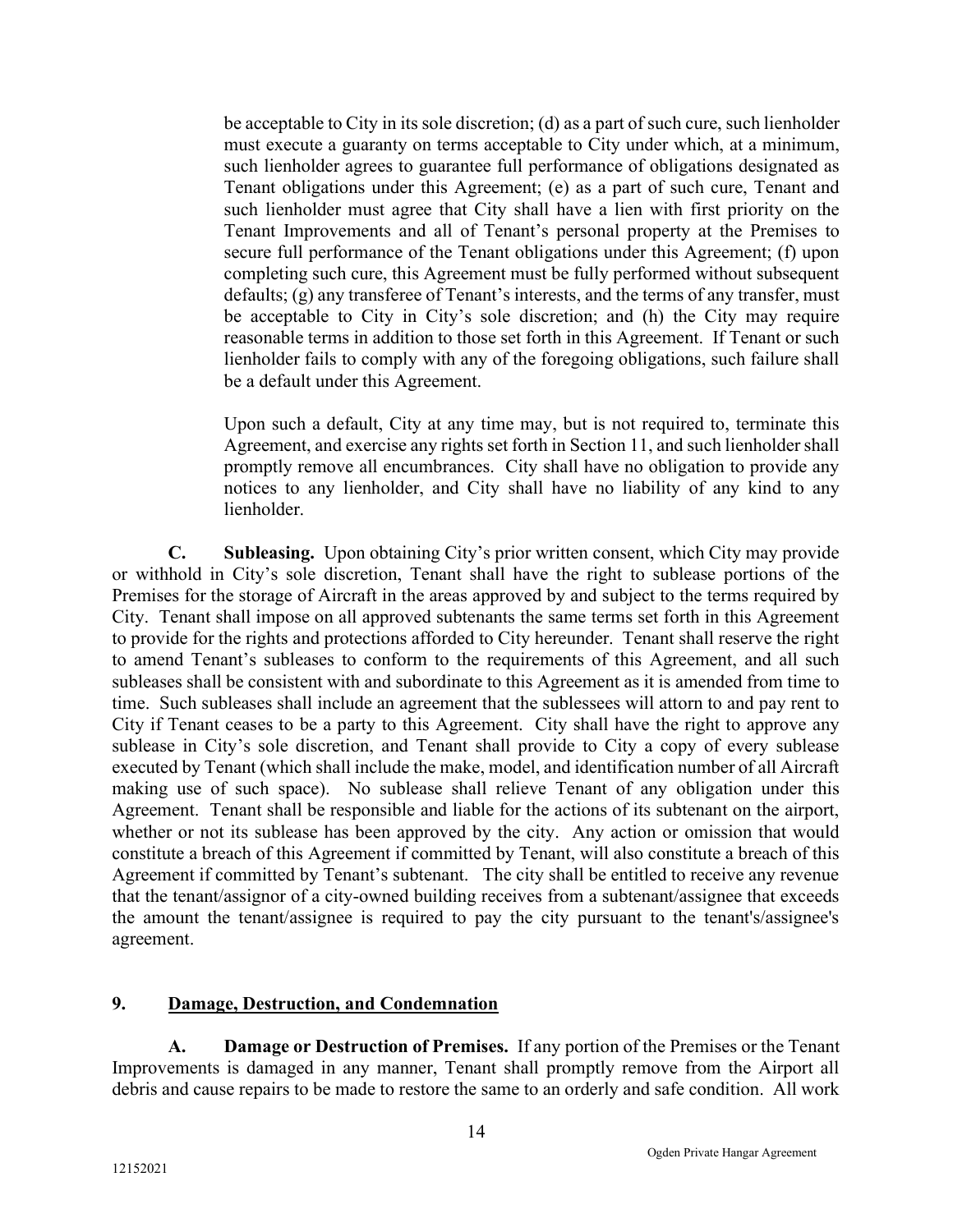be acceptable to City in its sole discretion; (d) as a part of such cure, such lienholder must execute a guaranty on terms acceptable to City under which, at a minimum, such lienholder agrees to guarantee full performance of obligations designated as Tenant obligations under this Agreement; (e) as a part of such cure, Tenant and such lienholder must agree that City shall have a lien with first priority on the Tenant Improvements and all of Tenant's personal property at the Premises to secure full performance of the Tenant obligations under this Agreement; (f) upon completing such cure, this Agreement must be fully performed without subsequent defaults; (g) any transferee of Tenant's interests, and the terms of any transfer, must be acceptable to City in City's sole discretion; and (h) the City may require reasonable terms in addition to those set forth in this Agreement. If Tenant or such lienholder fails to comply with any of the foregoing obligations, such failure shall be a default under this Agreement.

Upon such a default, City at any time may, but is not required to, terminate this Agreement, and exercise any rights set forth in Section 11, and such lienholder shall promptly remove all encumbrances. City shall have no obligation to provide any notices to any lienholder, and City shall have no liability of any kind to any lienholder.

**C. Subleasing.** Upon obtaining City's prior written consent, which City may provide or withhold in City's sole discretion, Tenant shall have the right to sublease portions of the Premises for the storage of Aircraft in the areas approved by and subject to the terms required by City. Tenant shall impose on all approved subtenants the same terms set forth in this Agreement to provide for the rights and protections afforded to City hereunder. Tenant shall reserve the right to amend Tenant's subleases to conform to the requirements of this Agreement, and all such subleases shall be consistent with and subordinate to this Agreement as it is amended from time to time. Such subleases shall include an agreement that the sublessees will attorn to and pay rent to City if Tenant ceases to be a party to this Agreement. City shall have the right to approve any sublease in City's sole discretion, and Tenant shall provide to City a copy of every sublease executed by Tenant (which shall include the make, model, and identification number of all Aircraft making use of such space). No sublease shall relieve Tenant of any obligation under this Agreement. Tenant shall be responsible and liable for the actions of its subtenant on the airport, whether or not its sublease has been approved by the city. Any action or omission that would constitute a breach of this Agreement if committed by Tenant, will also constitute a breach of this Agreement if committed by Tenant's subtenant. The city shall be entitled to receive any revenue that the tenant/assignor of a city-owned building receives from a subtenant/assignee that exceeds the amount the tenant/assignee is required to pay the city pursuant to the tenant's/assignee's agreement.

## 9. Damage, Destruction, and Condemnation

**A. Damage or Destruction of Premises.** If any portion of the Premises or the Tenant Improvements is damaged in any manner, Tenant shall promptly remove from the Airport all debris and cause repairs to be made to restore the same to an orderly and safe condition. All work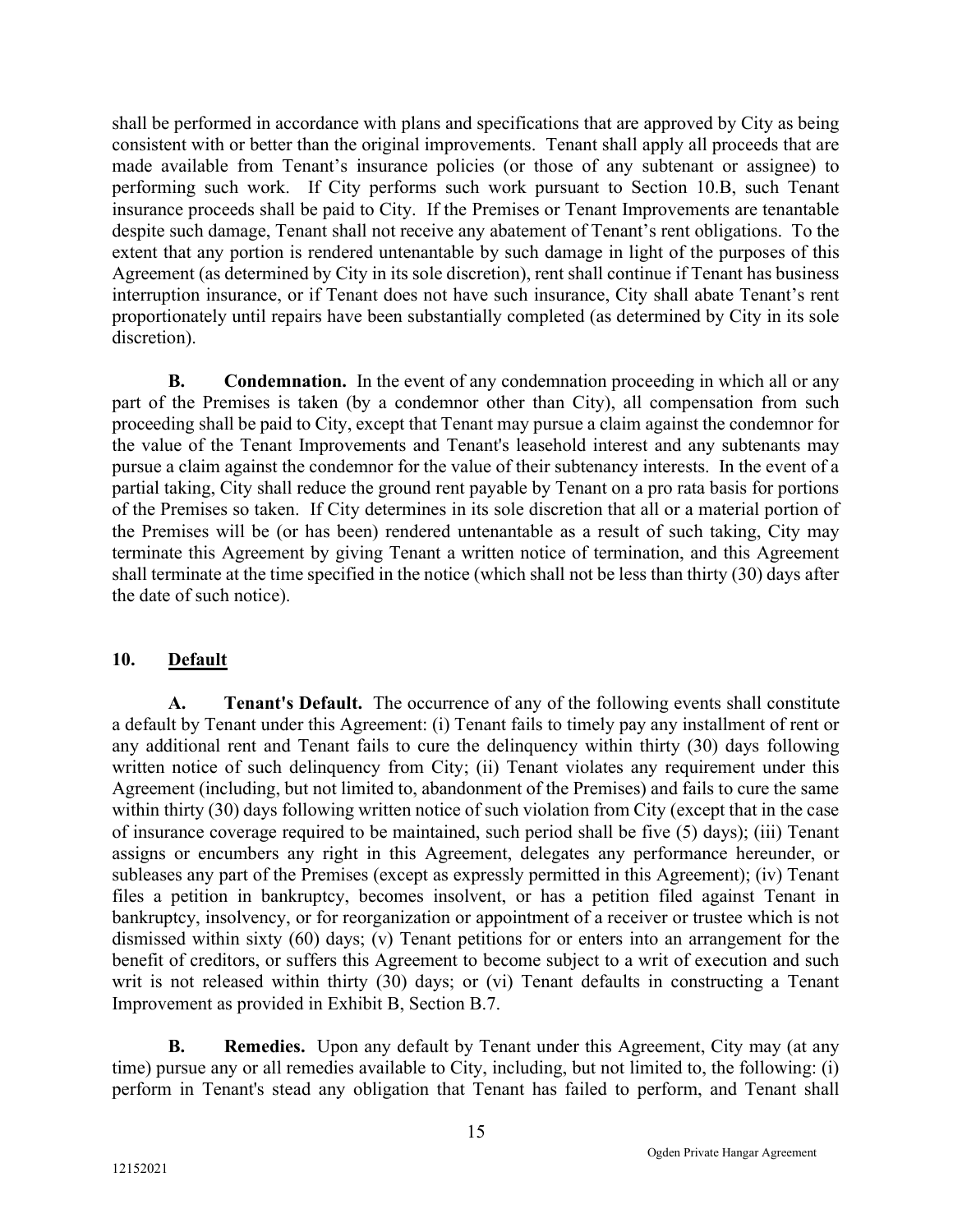shall be performed in accordance with plans and specifications that are approved by City as being consistent with or better than the original improvements. Tenant shall apply all proceeds that are made available from Tenant's insurance policies (or those of any subtenant or assignee) to performing such work. If City performs such work pursuant to Section 10.B, such Tenant insurance proceeds shall be paid to City. If the Premises or Tenant Improvements are tenantable despite such damage, Tenant shall not receive any abatement of Tenant's rent obligations. To the extent that any portion is rendered untenantable by such damage in light of the purposes of this Agreement (as determined by City in its sole discretion), rent shall continue if Tenant has business interruption insurance, or if Tenant does not have such insurance, City shall abate Tenant's rent proportionately until repairs have been substantially completed (as determined by City in its sole discretion).

**B. Condemnation.** In the event of any condemnation proceeding in which all or any part of the Premises is taken (by a condemnor other than City), all compensation from such proceeding shall be paid to City, except that Tenant may pursue a claim against the condemnor for the value of the Tenant Improvements and Tenant's leasehold interest and any subtenants may pursue a claim against the condemnor for the value of their subtenancy interests. In the event of a partial taking, City shall reduce the ground rent payable by Tenant on a pro rata basis for portions of the Premises so taken. If City determines in its sole discretion that all or a material portion of the Premises will be (or has been) rendered untenantable as a result of such taking, City may terminate this Agreement by giving Tenant a written notice of termination, and this Agreement shall terminate at the time specified in the notice (which shall not be less than thirty (30) days after the date of such notice).

## 10. Default

**A. Tenant's Default.** The occurrence of any of the following events shall constitute a default by Tenant under this Agreement: (i) Tenant fails to timely pay any installment of rent or any additional rent and Tenant fails to cure the delinquency within thirty (30) days following written notice of such delinquency from City; (ii) Tenant violates any requirement under this Agreement (including, but not limited to, abandonment of the Premises) and fails to cure the same within thirty (30) days following written notice of such violation from City (except that in the case of insurance coverage required to be maintained, such period shall be five (5) days); (iii) Tenant assigns or encumbers any right in this Agreement, delegates any performance hereunder, or subleases any part of the Premises (except as expressly permitted in this Agreement); (iv) Tenant files a petition in bankruptcy, becomes insolvent, or has a petition filed against Tenant in bankruptcy, insolvency, or for reorganization or appointment of a receiver or trustee which is not dismissed within sixty (60) days; (v) Tenant petitions for or enters into an arrangement for the benefit of creditors, or suffers this Agreement to become subject to a writ of execution and such writ is not released within thirty (30) days; or (vi) Tenant defaults in constructing a Tenant Improvement as provided in Exhibit B, Section B.7.

**B. Remedies.** Upon any default by Tenant under this Agreement, City may (at any time) pursue any or all remedies available to City, including, but not limited to, the following: (i) perform in Tenant's stead any obligation that Tenant has failed to perform, and Tenant shall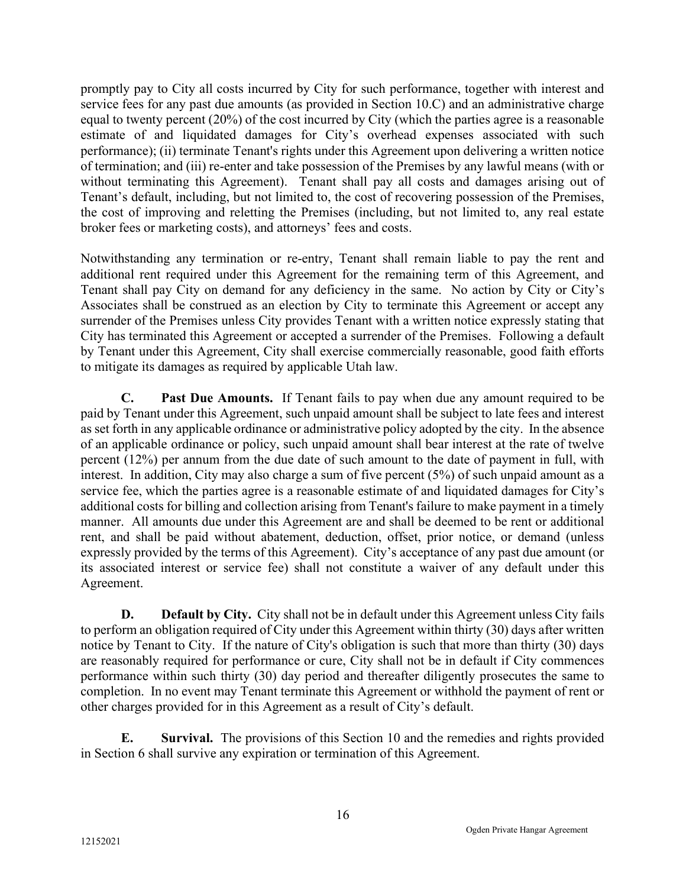promptly pay to City all costs incurred by City for such performance, together with interest and service fees for any past due amounts (as provided in Section 10.C) and an administrative charge equal to twenty percent (20%) of the cost incurred by City (which the parties agree is a reasonable estimate of and liquidated damages for City's overhead expenses associated with such performance); (ii) terminate Tenant's rights under this Agreement upon delivering a written notice of termination; and (iii) re-enter and take possession of the Premises by any lawful means (with or without terminating this Agreement). Tenant shall pay all costs and damages arising out of Tenant's default, including, but not limited to, the cost of recovering possession of the Premises, the cost of improving and reletting the Premises (including, but not limited to, any real estate broker fees or marketing costs), and attorneys' fees and costs.

Notwithstanding any termination or re-entry, Tenant shall remain liable to pay the rent and additional rent required under this Agreement for the remaining term of this Agreement, and Tenant shall pay City on demand for any deficiency in the same. No action by City or City's Associates shall be construed as an election by City to terminate this Agreement or accept any surrender of the Premises unless City provides Tenant with a written notice expressly stating that City has terminated this Agreement or accepted a surrender of the Premises. Following a default by Tenant under this Agreement, City shall exercise commercially reasonable, good faith efforts to mitigate its damages as required by applicable Utah law.

**C. Past Due Amounts.** If Tenant fails to pay when due any amount required to be paid by Tenant under this Agreement, such unpaid amount shall be subject to late fees and interest as set forth in any applicable ordinance or administrative policy adopted by the city. In the absence of an applicable ordinance or policy, such unpaid amount shall bear interest at the rate of twelve percent (12%) per annum from the due date of such amount to the date of payment in full, with interest. In addition, City may also charge a sum of five percent (5%) of such unpaid amount as a service fee, which the parties agree is a reasonable estimate of and liquidated damages for City's additional costs for billing and collection arising from Tenant's failure to make payment in a timely manner. All amounts due under this Agreement are and shall be deemed to be rent or additional rent, and shall be paid without abatement, deduction, offset, prior notice, or demand (unless expressly provided by the terms of this Agreement). City's acceptance of any past due amount (or its associated interest or service fee) shall not constitute a waiver of any default under this Agreement.

**D. Default by City.** City shall not be in default under this Agreement unless City fails to perform an obligation required of City under this Agreement within thirty (30) days after written notice by Tenant to City. If the nature of City's obligation is such that more than thirty (30) days are reasonably required for performance or cure, City shall not be in default if City commences performance within such thirty (30) day period and thereafter diligently prosecutes the same to completion. In no event may Tenant terminate this Agreement or withhold the payment of rent or other charges provided for in this Agreement as a result of City's default.

**E. Survival.** The provisions of this Section 10 and the remedies and rights provided in Section 6 shall survive any expiration or termination of this Agreement.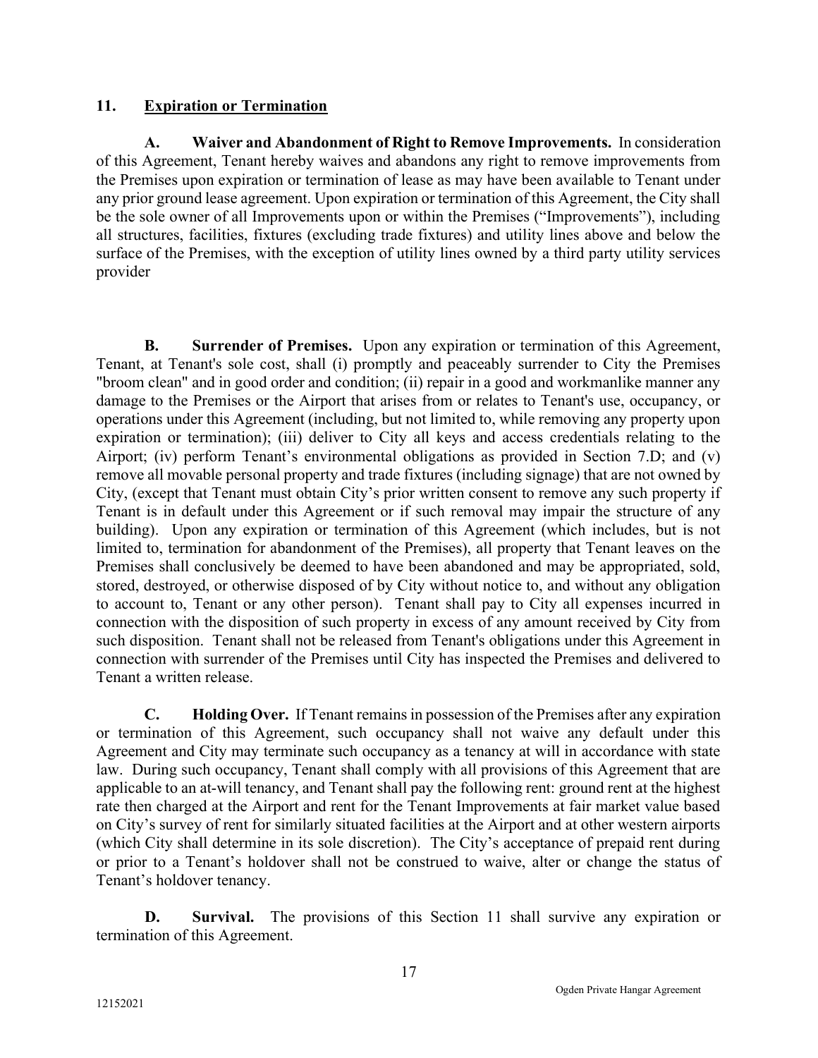## 11. Expiration or Termination

**A. Waiver and Abandonment of Right to Remove Improvements.** In consideration of this Agreement, Tenant hereby waives and abandons any right to remove improvements from the Premises upon expiration or termination of lease as may have been available to Tenant under any prior ground lease agreement. Upon expiration or termination of this Agreement, the City shall be the sole owner of all Improvements upon or within the Premises ("Improvements"), including all structures, facilities, fixtures (excluding trade fixtures) and utility lines above and below the surface of the Premises, with the exception of utility lines owned by a third party utility services provider

**B. Surrender of Premises.** Upon any expiration or termination of this Agreement, Tenant, at Tenant's sole cost, shall (i) promptly and peaceably surrender to City the Premises "broom clean" and in good order and condition; (ii) repair in a good and workmanlike manner any damage to the Premises or the Airport that arises from or relates to Tenant's use, occupancy, or operations under this Agreement (including, but not limited to, while removing any property upon expiration or termination); (iii) deliver to City all keys and access credentials relating to the Airport; (iv) perform Tenant's environmental obligations as provided in Section 7.D; and (v) remove all movable personal property and trade fixtures (including signage) that are not owned by City, (except that Tenant must obtain City's prior written consent to remove any such property if Tenant is in default under this Agreement or if such removal may impair the structure of any building). Upon any expiration or termination of this Agreement (which includes, but is not limited to, termination for abandonment of the Premises), all property that Tenant leaves on the Premises shall conclusively be deemed to have been abandoned and may be appropriated, sold, stored, destroyed, or otherwise disposed of by City without notice to, and without any obligation to account to, Tenant or any other person). Tenant shall pay to City all expenses incurred in connection with the disposition of such property in excess of any amount received by City from such disposition. Tenant shall not be released from Tenant's obligations under this Agreement in connection with surrender of the Premises until City has inspected the Premises and delivered to Tenant a written release.

**C. Holding Over.** If Tenant remains in possession of the Premises after any expiration or termination of this Agreement, such occupancy shall not waive any default under this Agreement and City may terminate such occupancy as a tenancy at will in accordance with state law. During such occupancy, Tenant shall comply with all provisions of this Agreement that are applicable to an at-will tenancy, and Tenant shall pay the following rent: ground rent at the highest rate then charged at the Airport and rent for the Tenant Improvements at fair market value based on City's survey of rent for similarly situated facilities at the Airport and at other western airports (which City shall determine in its sole discretion). The City's acceptance of prepaid rent during or prior to a Tenant's holdover shall not be construed to waive, alter or change the status of Tenant's holdover tenancy.

**D. Survival.** The provisions of this Section 11 shall survive any expiration or termination of this Agreement.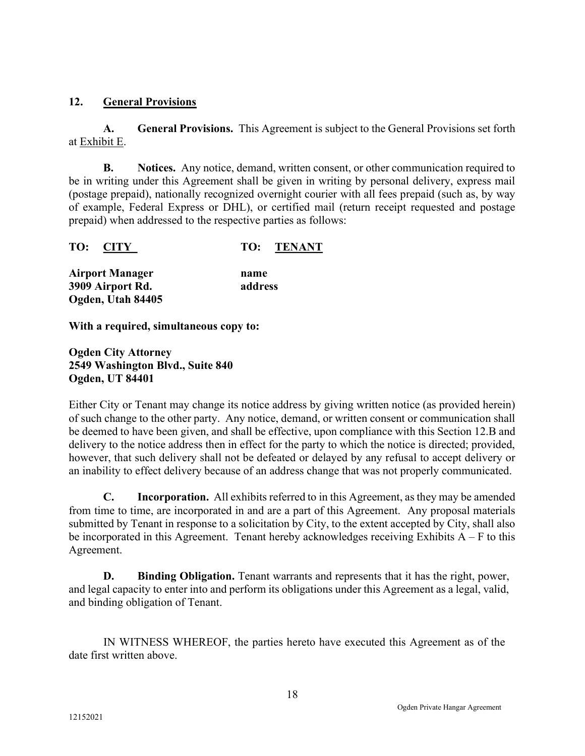## 12. General Provisions

**A. General Provisions.** This Agreement is subject to the General Provisions set forth at Exhibit E.

**B. Notices.** Any notice, demand, written consent, or other communication required to be in writing under this Agreement shall be given in writing by personal delivery, express mail (postage prepaid), nationally recognized overnight courier with all fees prepaid (such as, by way of example, Federal Express or DHL), or certified mail (return receipt requested and postage prepaid) when addressed to the respective parties as follows:

| **TO: CITY** | **TO: TENANT** |
|---|---|
| **Airport Manager** | **name** |
| **3909 Airport Rd.** | **address** |
| **Ogden, Utah 84405** | |

**With a required, simultaneous copy to:**

**Ogden City Attorney**
**2549 Washington Blvd., Suite 840**
**Ogden, UT 84401**

Either City or Tenant may change its notice address by giving written notice (as provided herein) of such change to the other party. Any notice, demand, or written consent or communication shall be deemed to have been given, and shall be effective, upon compliance with this Section 12.B and delivery to the notice address then in effect for the party to which the notice is directed; provided, however, that such delivery shall not be defeated or delayed by any refusal to accept delivery or an inability to effect delivery because of an address change that was not properly communicated.

**C. Incorporation.** All exhibits referred to in this Agreement, as they may be amended from time to time, are incorporated in and are a part of this Agreement. Any proposal materials submitted by Tenant in response to a solicitation by City, to the extent accepted by City, shall also be incorporated in this Agreement. Tenant hereby acknowledges receiving Exhibits A – F to this Agreement.

**D. Binding Obligation.** Tenant warrants and represents that it has the right, power, and legal capacity to enter into and perform its obligations under this Agreement as a legal, valid, and binding obligation of Tenant.

IN WITNESS WHEREOF, the parties hereto have executed this Agreement as of the date first written above.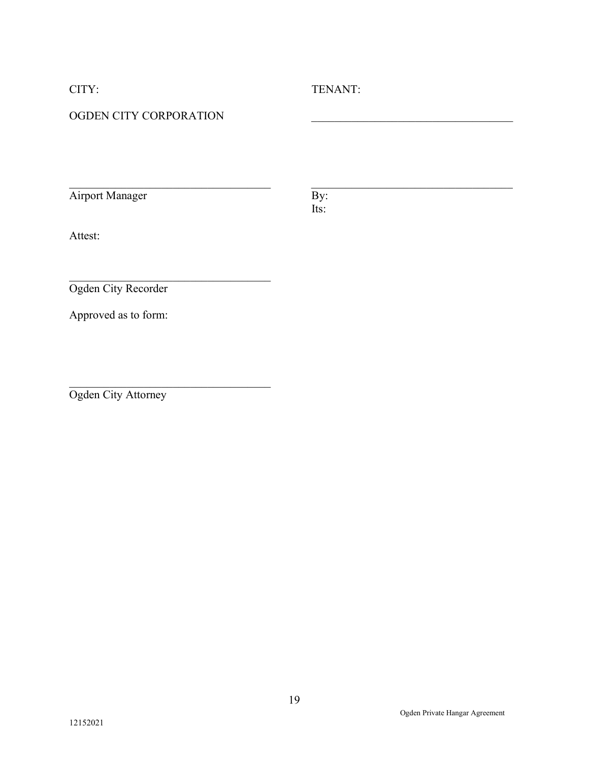CITY:

OGDEN CITY CORPORATION

\_\_\_\_\_\_\_\_\_\_\_\_\_\_\_\_\_\_\_\_\_\_\_\_\_\_\_\_\_\_\_\_\_\_\_
Airport Manager

Attest:

\_\_\_\_\_\_\_\_\_\_\_\_\_\_\_\_\_\_\_\_\_\_\_\_\_\_\_\_\_\_\_\_\_\_\_
Ogden City Recorder

Approved as to form:

\_\_\_\_\_\_\_\_\_\_\_\_\_\_\_\_\_\_\_\_\_\_\_\_\_\_\_\_\_\_\_\_\_\_\_
Ogden City Attorney

TENANT:

\_\_\_\_\_\_\_\_\_\_\_\_\_\_\_\_\_\_\_\_\_\_\_\_\_\_\_\_\_\_\_\_\_\_\_

\_\_\_\_\_\_\_\_\_\_\_\_\_\_\_\_\_\_\_\_\_\_\_\_\_\_\_\_\_\_\_\_\_\_\_
By:
Its: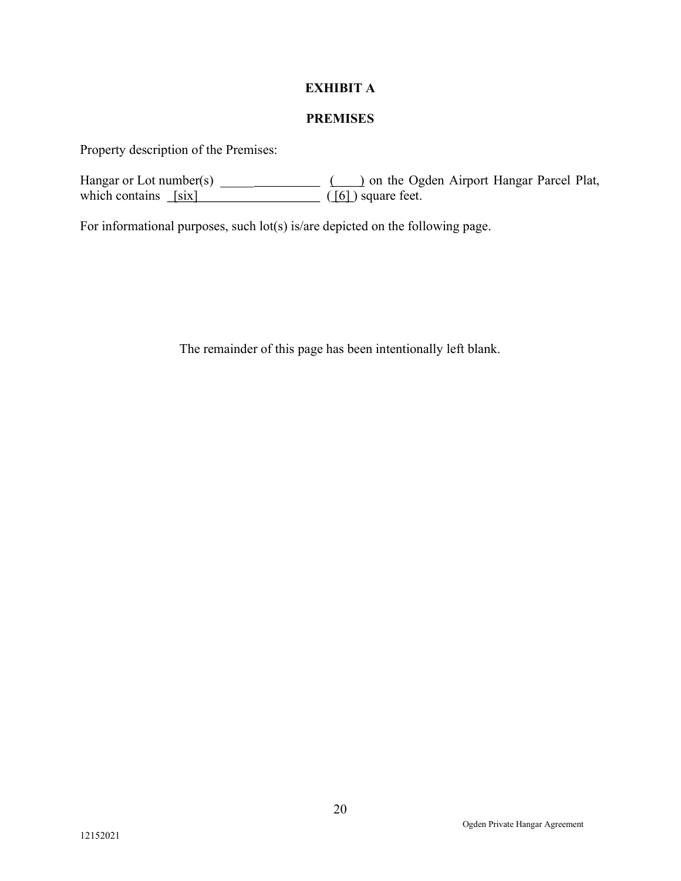# EXHIBIT A

## PREMISES

Property description of the Premises:

Hangar or Lot number(s) _______________ (____) on the Ogden Airport Hangar Parcel Plat, which contains _[six]_________________ ( [6] ) square feet.

For informational purposes, such lot(s) is/are depicted on the following page.

The remainder of this page has been intentionally left blank.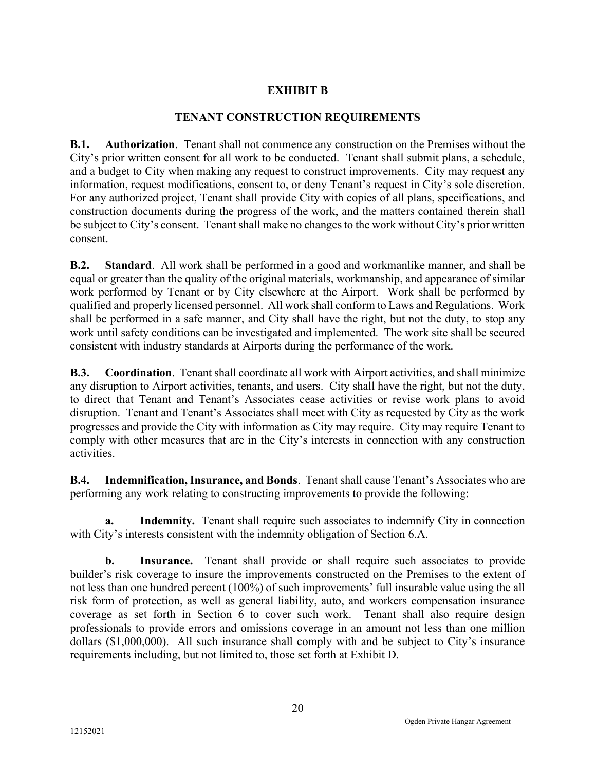# EXHIBIT B

## TENANT CONSTRUCTION REQUIREMENTS

**B.1. Authorization**. Tenant shall not commence any construction on the Premises without the City's prior written consent for all work to be conducted. Tenant shall submit plans, a schedule, and a budget to City when making any request to construct improvements. City may request any information, request modifications, consent to, or deny Tenant's request in City's sole discretion. For any authorized project, Tenant shall provide City with copies of all plans, specifications, and construction documents during the progress of the work, and the matters contained therein shall be subject to City's consent. Tenant shall make no changes to the work without City's prior written consent.

**B.2. Standard**. All work shall be performed in a good and workmanlike manner, and shall be equal or greater than the quality of the original materials, workmanship, and appearance of similar work performed by Tenant or by City elsewhere at the Airport. Work shall be performed by qualified and properly licensed personnel. All work shall conform to Laws and Regulations. Work shall be performed in a safe manner, and City shall have the right, but not the duty, to stop any work until safety conditions can be investigated and implemented. The work site shall be secured consistent with industry standards at Airports during the performance of the work.

**B.3. Coordination**. Tenant shall coordinate all work with Airport activities, and shall minimize any disruption to Airport activities, tenants, and users. City shall have the right, but not the duty, to direct that Tenant and Tenant's Associates cease activities or revise work plans to avoid disruption. Tenant and Tenant's Associates shall meet with City as requested by City as the work progresses and provide the City with information as City may require. City may require Tenant to comply with other measures that are in the City's interests in connection with any construction activities.

**B.4. Indemnification, Insurance, and Bonds**. Tenant shall cause Tenant's Associates who are performing any work relating to constructing improvements to provide the following:

**a. Indemnity.** Tenant shall require such associates to indemnify City in connection with City's interests consistent with the indemnity obligation of Section 6.A.

**b. Insurance.** Tenant shall provide or shall require such associates to provide builder's risk coverage to insure the improvements constructed on the Premises to the extent of not less than one hundred percent (100%) of such improvements' full insurable value using the all risk form of protection, as well as general liability, auto, and workers compensation insurance coverage as set forth in Section 6 to cover such work. Tenant shall also require design professionals to provide errors and omissions coverage in an amount not less than one million dollars ($1,000,000). All such insurance shall comply with and be subject to City's insurance requirements including, but not limited to, those set forth at Exhibit D.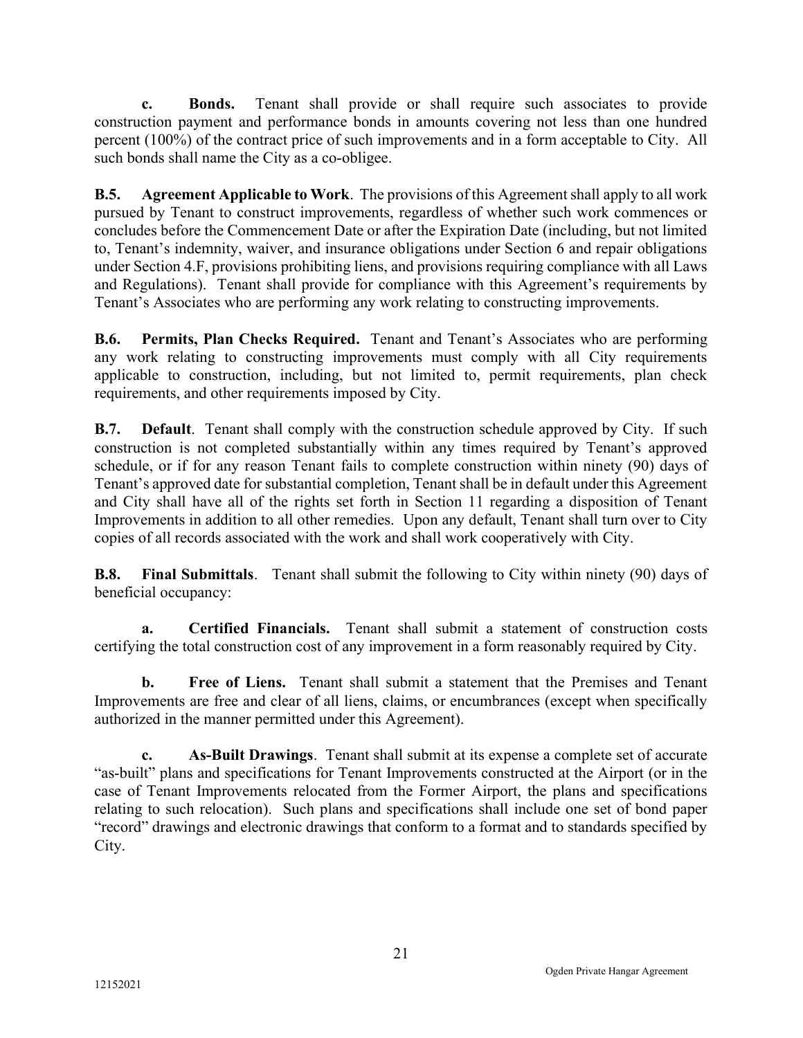**c. Bonds.** Tenant shall provide or shall require such associates to provide construction payment and performance bonds in amounts covering not less than one hundred percent (100%) of the contract price of such improvements and in a form acceptable to City. All such bonds shall name the City as a co-obligee.

**B.5. Agreement Applicable to Work**. The provisions of this Agreement shall apply to all work pursued by Tenant to construct improvements, regardless of whether such work commences or concludes before the Commencement Date or after the Expiration Date (including, but not limited to, Tenant's indemnity, waiver, and insurance obligations under Section 6 and repair obligations under Section 4.F, provisions prohibiting liens, and provisions requiring compliance with all Laws and Regulations). Tenant shall provide for compliance with this Agreement's requirements by Tenant's Associates who are performing any work relating to constructing improvements.

**B.6. Permits, Plan Checks Required.** Tenant and Tenant's Associates who are performing any work relating to constructing improvements must comply with all City requirements applicable to construction, including, but not limited to, permit requirements, plan check requirements, and other requirements imposed by City.

**B.7. Default**. Tenant shall comply with the construction schedule approved by City. If such construction is not completed substantially within any times required by Tenant's approved schedule, or if for any reason Tenant fails to complete construction within ninety (90) days of Tenant's approved date for substantial completion, Tenant shall be in default under this Agreement and City shall have all of the rights set forth in Section 11 regarding a disposition of Tenant Improvements in addition to all other remedies. Upon any default, Tenant shall turn over to City copies of all records associated with the work and shall work cooperatively with City.

**B.8. Final Submittals**. Tenant shall submit the following to City within ninety (90) days of beneficial occupancy:

**a. Certified Financials.** Tenant shall submit a statement of construction costs certifying the total construction cost of any improvement in a form reasonably required by City.

**b. Free of Liens.** Tenant shall submit a statement that the Premises and Tenant Improvements are free and clear of all liens, claims, or encumbrances (except when specifically authorized in the manner permitted under this Agreement).

**c. As-Built Drawings**. Tenant shall submit at its expense a complete set of accurate "as-built" plans and specifications for Tenant Improvements constructed at the Airport (or in the case of Tenant Improvements relocated from the Former Airport, the plans and specifications relating to such relocation). Such plans and specifications shall include one set of bond paper "record" drawings and electronic drawings that conform to a format and to standards specified by City.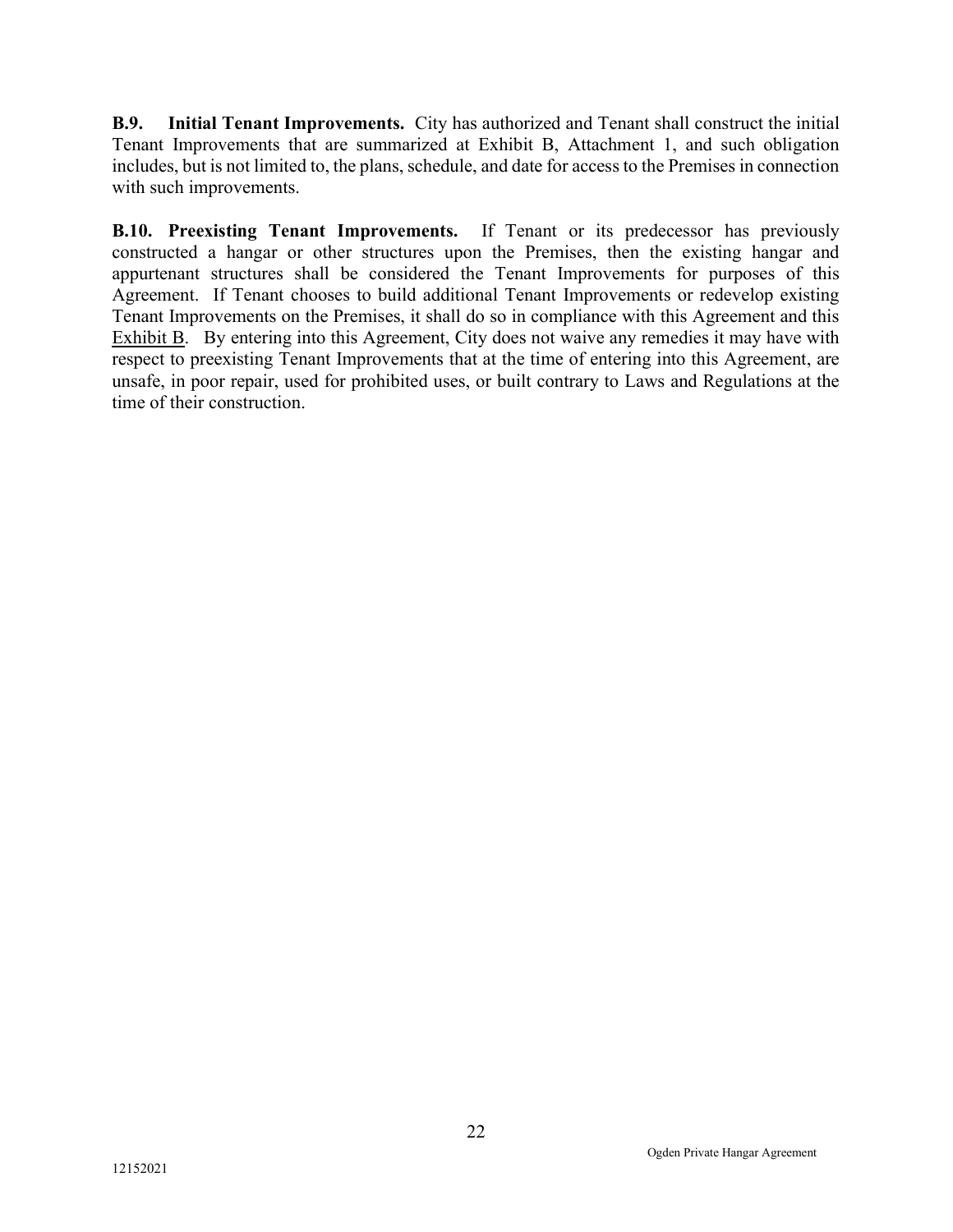**B.9. Initial Tenant Improvements.** City has authorized and Tenant shall construct the initial Tenant Improvements that are summarized at Exhibit B, Attachment 1, and such obligation includes, but is not limited to, the plans, schedule, and date for access to the Premises in connection with such improvements.

**B.10. Preexisting Tenant Improvements.** If Tenant or its predecessor has previously constructed a hangar or other structures upon the Premises, then the existing hangar and appurtenant structures shall be considered the Tenant Improvements for purposes of this Agreement. If Tenant chooses to build additional Tenant Improvements or redevelop existing Tenant Improvements on the Premises, it shall do so in compliance with this Agreement and this Exhibit B. By entering into this Agreement, City does not waive any remedies it may have with respect to preexisting Tenant Improvements that at the time of entering into this Agreement, are unsafe, in poor repair, used for prohibited uses, or built contrary to Laws and Regulations at the time of their construction.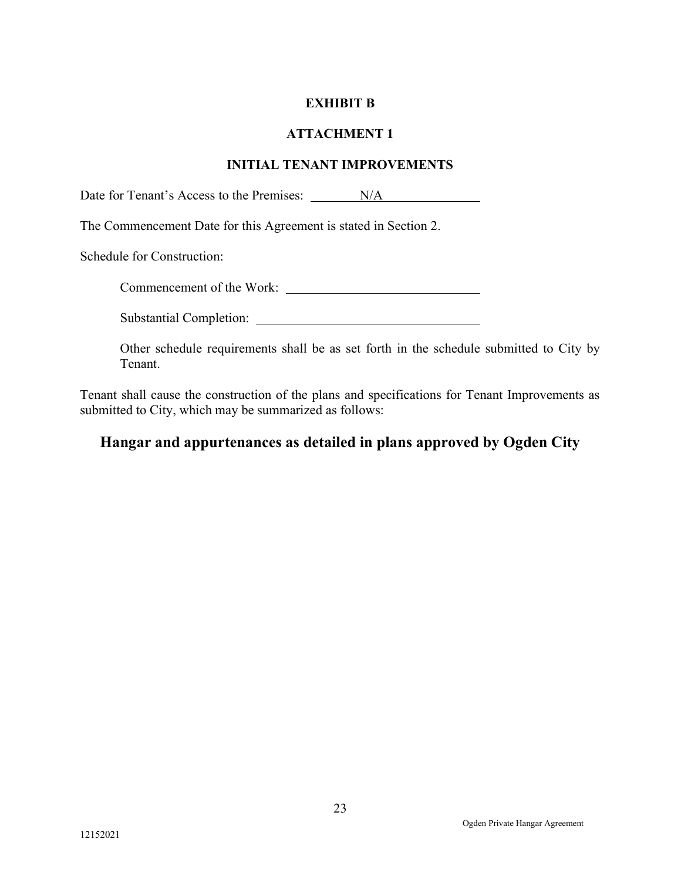**EXHIBIT B**

**ATTACHMENT 1**

**INITIAL TENANT IMPROVEMENTS**

Date for Tenant's Access to the Premises: N/A

The Commencement Date for this Agreement is stated in Section 2.

Schedule for Construction:

Commencement of the Work: ______________________________

Substantial Completion: ______________________________

Other schedule requirements shall be as set forth in the schedule submitted to City by Tenant.

Tenant shall cause the construction of the plans and specifications for Tenant Improvements as submitted to City, which may be summarized as follows:

**Hangar and appurtenances as detailed in plans approved by Ogden City**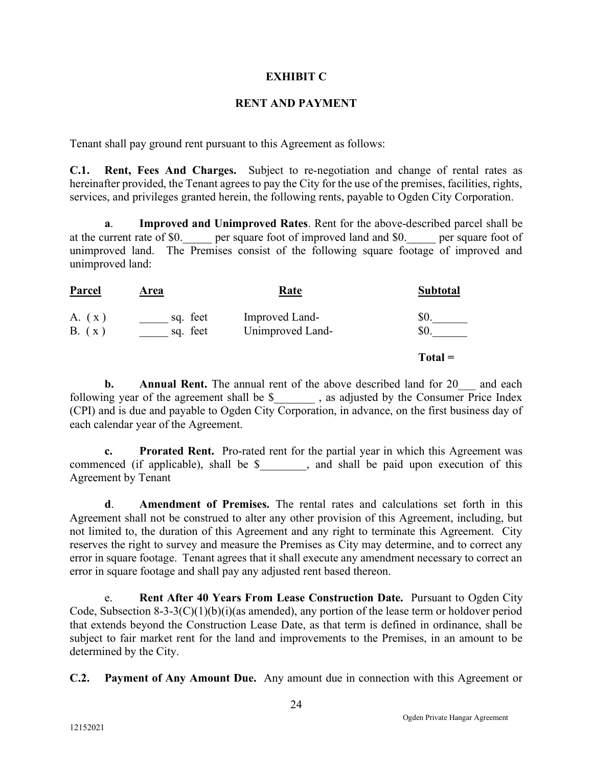## EXHIBIT C

## RENT AND PAYMENT

Tenant shall pay ground rent pursuant to this Agreement as follows:

**C.1. Rent, Fees And Charges.** Subject to re-negotiation and change of rental rates as hereinafter provided, the Tenant agrees to pay the City for the use of the premises, facilities, rights, services, and privileges granted herein, the following rents, payable to Ogden City Corporation.

**a**. **Improved and Unimproved Rates**. Rent for the above-described parcel shall be at the current rate of $0._____ per square foot of improved land and $0._____ per square foot of unimproved land. The Premises consist of the following square footage of improved and unimproved land:

| Parcel | Area | Rate | Subtotal |
|---|---|---|---|
| A. ( x ) | _____ sq. feet | Improved Land- | $0.______ |
| B. ( x ) | _____ sq. feet | Unimproved Land- | $0.______ |
| | | | **Total =** |

**b. Annual Rent.** The annual rent of the above described land for 20___ and each following year of the agreement shall be $_______ , as adjusted by the Consumer Price Index (CPI) and is due and payable to Ogden City Corporation, in advance, on the first business day of each calendar year of the Agreement.

**c. Prorated Rent.** Pro-rated rent for the partial year in which this Agreement was commenced (if applicable), shall be $________, and shall be paid upon execution of this Agreement by Tenant

**d**. **Amendment of Premises.** The rental rates and calculations set forth in this Agreement shall not be construed to alter any other provision of this Agreement, including, but not limited to, the duration of this Agreement and any right to terminate this Agreement. City reserves the right to survey and measure the Premises as City may determine, and to correct any error in square footage. Tenant agrees that it shall execute any amendment necessary to correct an error in square footage and shall pay any adjusted rent based thereon.

e. **Rent After 40 Years From Lease Construction Date.** Pursuant to Ogden City Code, Subsection 8-3-3(C)(1)(b)(i)(as amended), any portion of the lease term or holdover period that extends beyond the Construction Lease Date, as that term is defined in ordinance, shall be subject to fair market rent for the land and improvements to the Premises, in an amount to be determined by the City.

**C.2. Payment of Any Amount Due.** Any amount due in connection with this Agreement or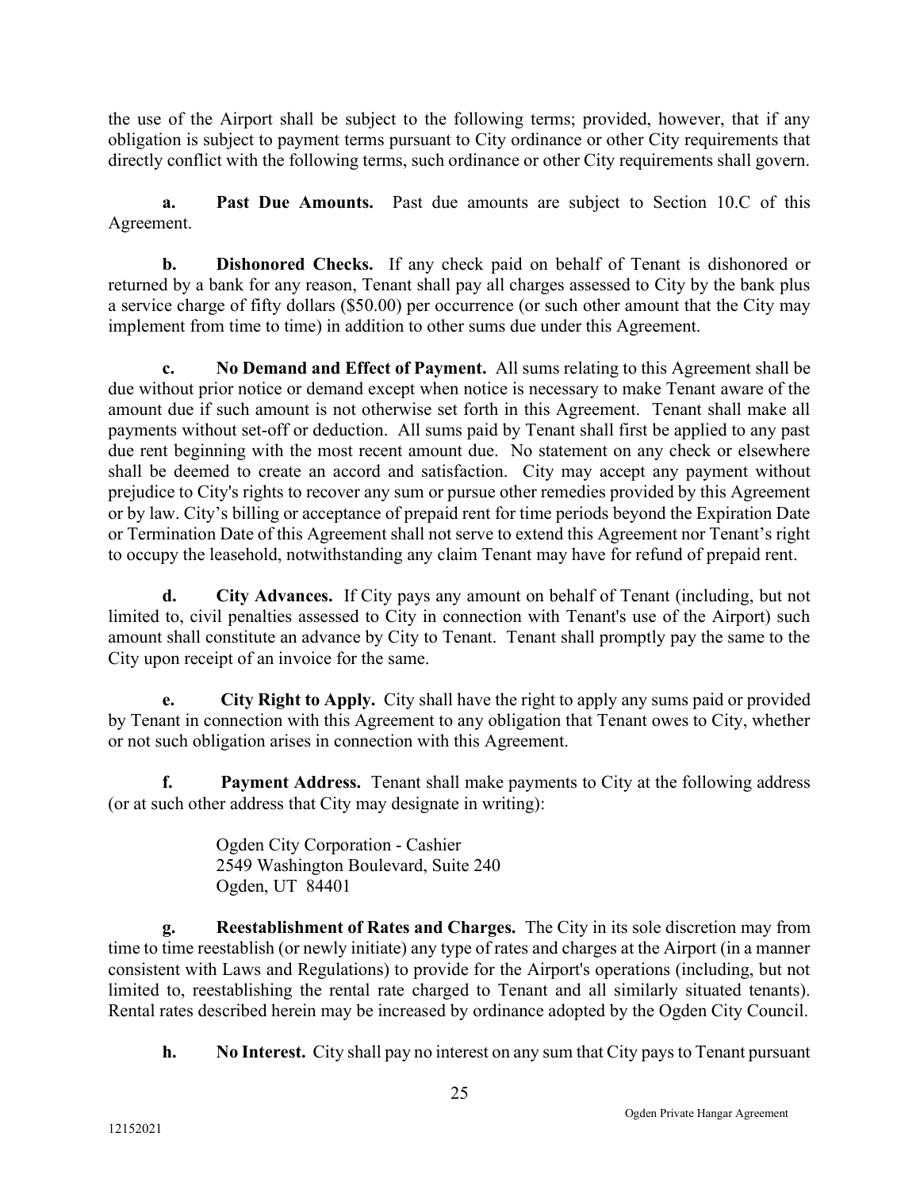the use of the Airport shall be subject to the following terms; provided, however, that if any obligation is subject to payment terms pursuant to City ordinance or other City requirements that directly conflict with the following terms, such ordinance or other City requirements shall govern.

**a. Past Due Amounts.** Past due amounts are subject to Section 10.C of this Agreement.

**b. Dishonored Checks.** If any check paid on behalf of Tenant is dishonored or returned by a bank for any reason, Tenant shall pay all charges assessed to City by the bank plus a service charge of fifty dollars ($50.00) per occurrence (or such other amount that the City may implement from time to time) in addition to other sums due under this Agreement.

**c. No Demand and Effect of Payment.** All sums relating to this Agreement shall be due without prior notice or demand except when notice is necessary to make Tenant aware of the amount due if such amount is not otherwise set forth in this Agreement. Tenant shall make all payments without set-off or deduction. All sums paid by Tenant shall first be applied to any past due rent beginning with the most recent amount due. No statement on any check or elsewhere shall be deemed to create an accord and satisfaction. City may accept any payment without prejudice to City's rights to recover any sum or pursue other remedies provided by this Agreement or by law. City's billing or acceptance of prepaid rent for time periods beyond the Expiration Date or Termination Date of this Agreement shall not serve to extend this Agreement nor Tenant's right to occupy the leasehold, notwithstanding any claim Tenant may have for refund of prepaid rent.

**d. City Advances.** If City pays any amount on behalf of Tenant (including, but not limited to, civil penalties assessed to City in connection with Tenant's use of the Airport) such amount shall constitute an advance by City to Tenant. Tenant shall promptly pay the same to the City upon receipt of an invoice for the same.

**e. City Right to Apply.** City shall have the right to apply any sums paid or provided by Tenant in connection with this Agreement to any obligation that Tenant owes to City, whether or not such obligation arises in connection with this Agreement.

**f. Payment Address.** Tenant shall make payments to City at the following address (or at such other address that City may designate in writing):

Ogden City Corporation - Cashier
2549 Washington Boulevard, Suite 240
Ogden, UT 84401

**g. Reestablishment of Rates and Charges.** The City in its sole discretion may from time to time reestablish (or newly initiate) any type of rates and charges at the Airport (in a manner consistent with Laws and Regulations) to provide for the Airport's operations (including, but not limited to, reestablishing the rental rate charged to Tenant and all similarly situated tenants). Rental rates described herein may be increased by ordinance adopted by the Ogden City Council.

**h. No Interest.** City shall pay no interest on any sum that City pays to Tenant pursuant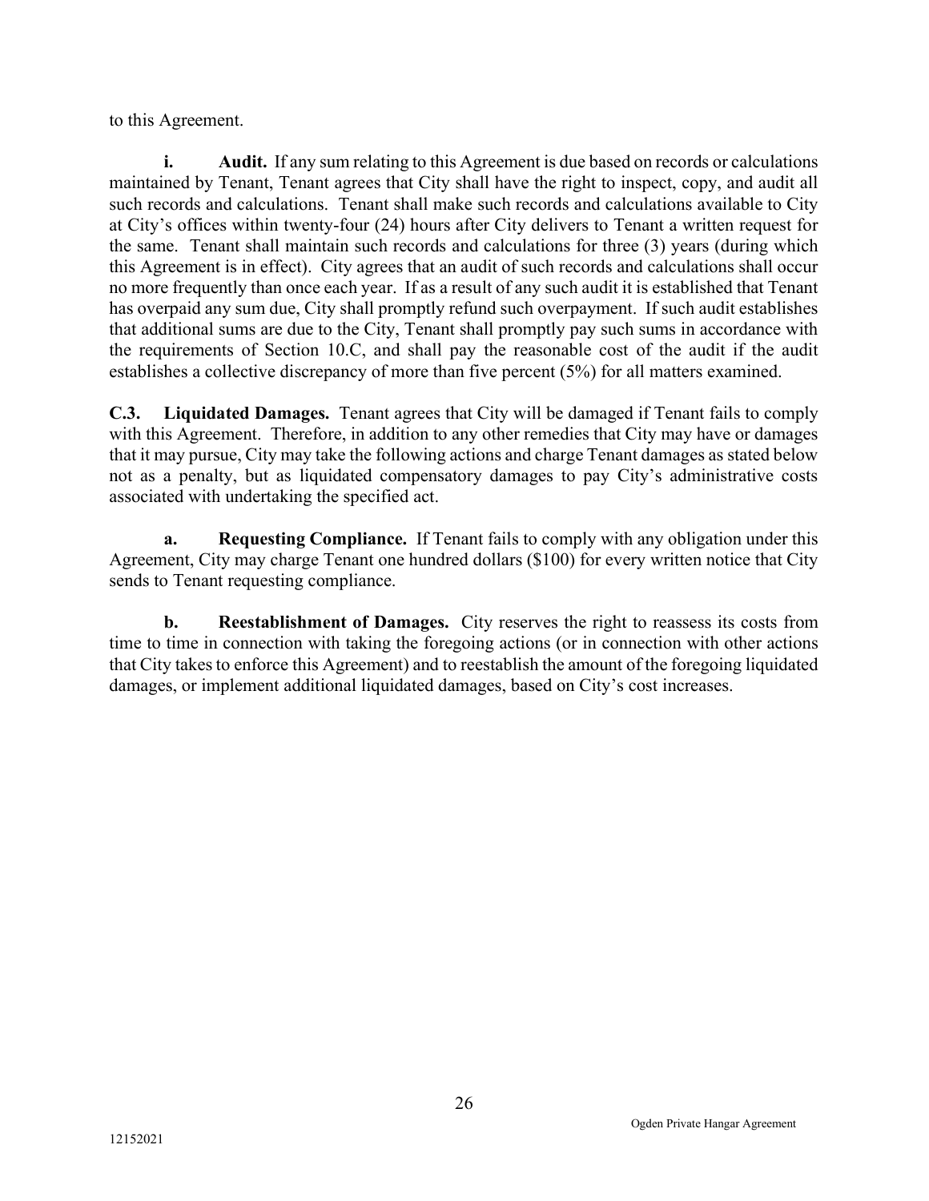to this Agreement.

**i. Audit.** If any sum relating to this Agreement is due based on records or calculations maintained by Tenant, Tenant agrees that City shall have the right to inspect, copy, and audit all such records and calculations. Tenant shall make such records and calculations available to City at City's offices within twenty-four (24) hours after City delivers to Tenant a written request for the same. Tenant shall maintain such records and calculations for three (3) years (during which this Agreement is in effect). City agrees that an audit of such records and calculations shall occur no more frequently than once each year. If as a result of any such audit it is established that Tenant has overpaid any sum due, City shall promptly refund such overpayment. If such audit establishes that additional sums are due to the City, Tenant shall promptly pay such sums in accordance with the requirements of Section 10.C, and shall pay the reasonable cost of the audit if the audit establishes a collective discrepancy of more than five percent (5%) for all matters examined.

**C.3. Liquidated Damages.** Tenant agrees that City will be damaged if Tenant fails to comply with this Agreement. Therefore, in addition to any other remedies that City may have or damages that it may pursue, City may take the following actions and charge Tenant damages as stated below not as a penalty, but as liquidated compensatory damages to pay City's administrative costs associated with undertaking the specified act.

**a. Requesting Compliance.** If Tenant fails to comply with any obligation under this Agreement, City may charge Tenant one hundred dollars ($100) for every written notice that City sends to Tenant requesting compliance.

**b. Reestablishment of Damages.** City reserves the right to reassess its costs from time to time in connection with taking the foregoing actions (or in connection with other actions that City takes to enforce this Agreement) and to reestablish the amount of the foregoing liquidated damages, or implement additional liquidated damages, based on City's cost increases.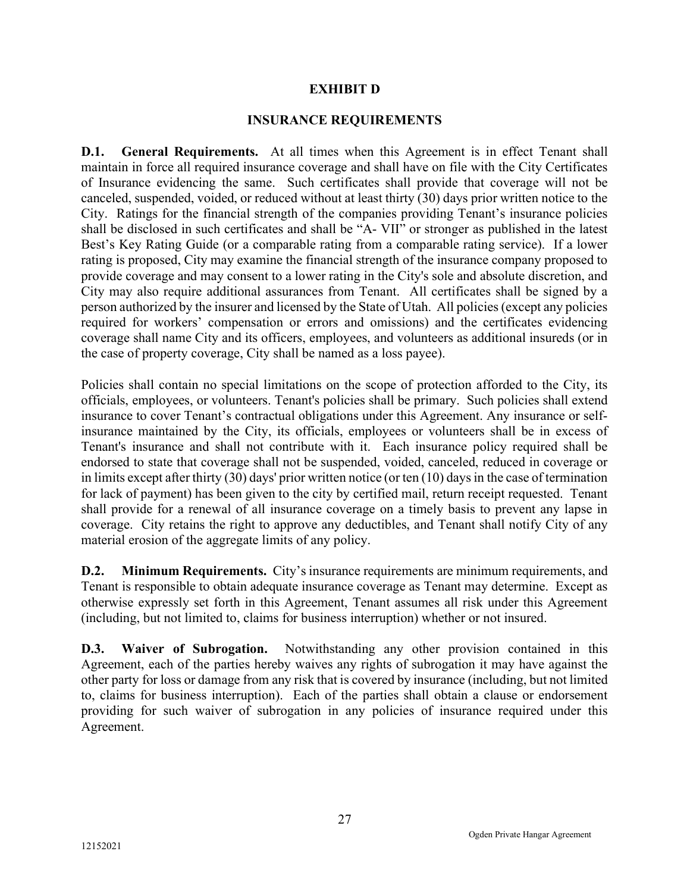# EXHIBIT D

## INSURANCE REQUIREMENTS

**D.1. General Requirements.** At all times when this Agreement is in effect Tenant shall maintain in force all required insurance coverage and shall have on file with the City Certificates of Insurance evidencing the same. Such certificates shall provide that coverage will not be canceled, suspended, voided, or reduced without at least thirty (30) days prior written notice to the City. Ratings for the financial strength of the companies providing Tenant's insurance policies shall be disclosed in such certificates and shall be "A- VII" or stronger as published in the latest Best's Key Rating Guide (or a comparable rating from a comparable rating service). If a lower rating is proposed, City may examine the financial strength of the insurance company proposed to provide coverage and may consent to a lower rating in the City's sole and absolute discretion, and City may also require additional assurances from Tenant. All certificates shall be signed by a person authorized by the insurer and licensed by the State of Utah. All policies (except any policies required for workers' compensation or errors and omissions) and the certificates evidencing coverage shall name City and its officers, employees, and volunteers as additional insureds (or in the case of property coverage, City shall be named as a loss payee).

Policies shall contain no special limitations on the scope of protection afforded to the City, its officials, employees, or volunteers. Tenant's policies shall be primary. Such policies shall extend insurance to cover Tenant's contractual obligations under this Agreement. Any insurance or self-insurance maintained by the City, its officials, employees or volunteers shall be in excess of Tenant's insurance and shall not contribute with it. Each insurance policy required shall be endorsed to state that coverage shall not be suspended, voided, canceled, reduced in coverage or in limits except after thirty (30) days' prior written notice (or ten (10) days in the case of termination for lack of payment) has been given to the city by certified mail, return receipt requested. Tenant shall provide for a renewal of all insurance coverage on a timely basis to prevent any lapse in coverage. City retains the right to approve any deductibles, and Tenant shall notify City of any material erosion of the aggregate limits of any policy.

**D.2. Minimum Requirements.** City's insurance requirements are minimum requirements, and Tenant is responsible to obtain adequate insurance coverage as Tenant may determine. Except as otherwise expressly set forth in this Agreement, Tenant assumes all risk under this Agreement (including, but not limited to, claims for business interruption) whether or not insured.

**D.3. Waiver of Subrogation.** Notwithstanding any other provision contained in this Agreement, each of the parties hereby waives any rights of subrogation it may have against the other party for loss or damage from any risk that is covered by insurance (including, but not limited to, claims for business interruption). Each of the parties shall obtain a clause or endorsement providing for such waiver of subrogation in any policies of insurance required under this Agreement.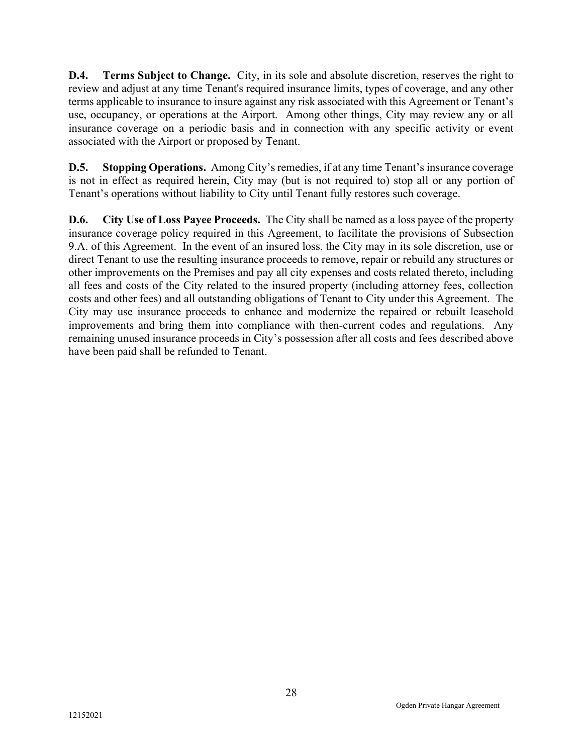**D.4. Terms Subject to Change.** City, in its sole and absolute discretion, reserves the right to review and adjust at any time Tenant's required insurance limits, types of coverage, and any other terms applicable to insurance to insure against any risk associated with this Agreement or Tenant's use, occupancy, or operations at the Airport. Among other things, City may review any or all insurance coverage on a periodic basis and in connection with any specific activity or event associated with the Airport or proposed by Tenant.

**D.5. Stopping Operations.** Among City's remedies, if at any time Tenant's insurance coverage is not in effect as required herein, City may (but is not required to) stop all or any portion of Tenant's operations without liability to City until Tenant fully restores such coverage.

**D.6. City Use of Loss Payee Proceeds.** The City shall be named as a loss payee of the property insurance coverage policy required in this Agreement, to facilitate the provisions of Subsection 9.A. of this Agreement. In the event of an insured loss, the City may in its sole discretion, use or direct Tenant to use the resulting insurance proceeds to remove, repair or rebuild any structures or other improvements on the Premises and pay all city expenses and costs related thereto, including all fees and costs of the City related to the insured property (including attorney fees, collection costs and other fees) and all outstanding obligations of Tenant to City under this Agreement. The City may use insurance proceeds to enhance and modernize the repaired or rebuilt leasehold improvements and bring them into compliance with then-current codes and regulations. Any remaining unused insurance proceeds in City's possession after all costs and fees described above have been paid shall be refunded to Tenant.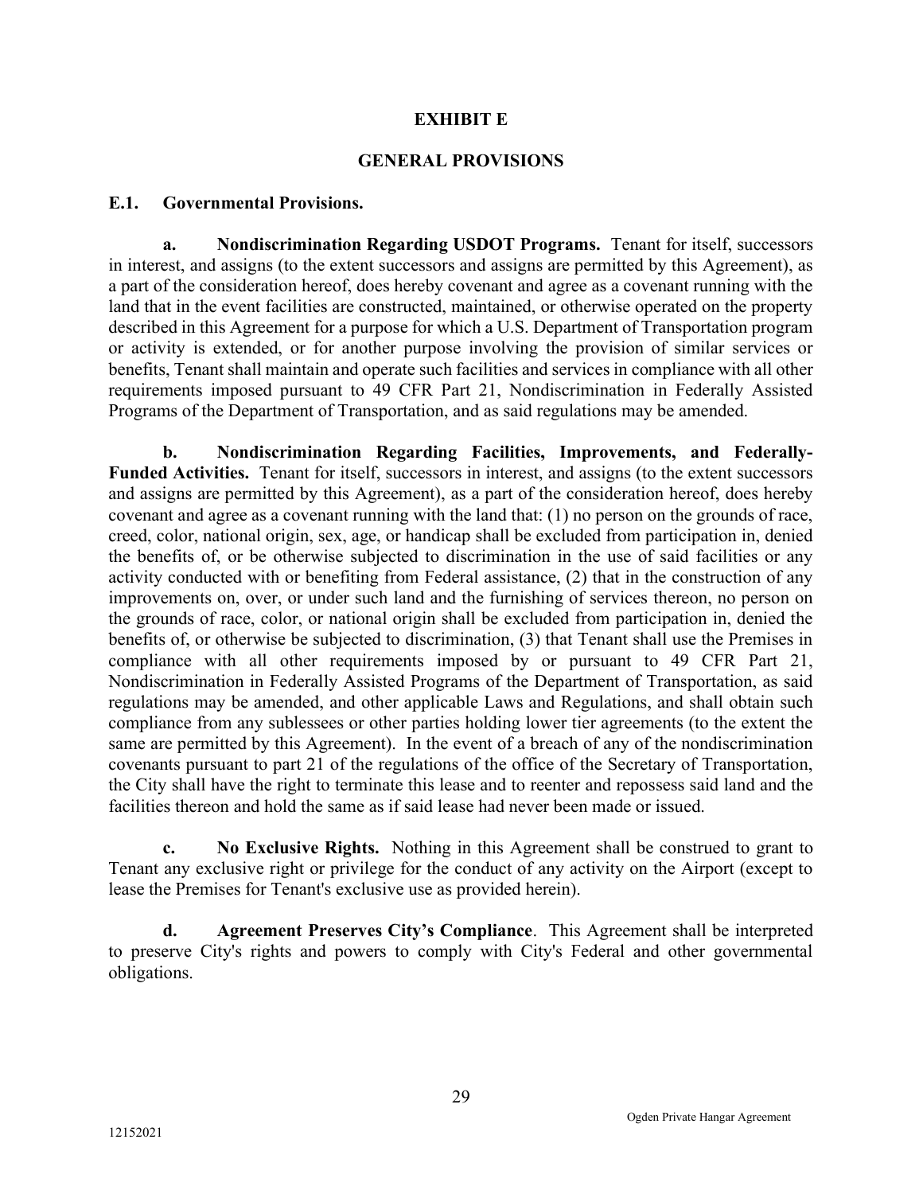# EXHIBIT E

## GENERAL PROVISIONS

### E.1. Governmental Provisions.

**a. Nondiscrimination Regarding USDOT Programs.** Tenant for itself, successors in interest, and assigns (to the extent successors and assigns are permitted by this Agreement), as a part of the consideration hereof, does hereby covenant and agree as a covenant running with the land that in the event facilities are constructed, maintained, or otherwise operated on the property described in this Agreement for a purpose for which a U.S. Department of Transportation program or activity is extended, or for another purpose involving the provision of similar services or benefits, Tenant shall maintain and operate such facilities and services in compliance with all other requirements imposed pursuant to 49 CFR Part 21, Nondiscrimination in Federally Assisted Programs of the Department of Transportation, and as said regulations may be amended.

**b. Nondiscrimination Regarding Facilities, Improvements, and Federally-Funded Activities.** Tenant for itself, successors in interest, and assigns (to the extent successors and assigns are permitted by this Agreement), as a part of the consideration hereof, does hereby covenant and agree as a covenant running with the land that: (1) no person on the grounds of race, creed, color, national origin, sex, age, or handicap shall be excluded from participation in, denied the benefits of, or be otherwise subjected to discrimination in the use of said facilities or any activity conducted with or benefiting from Federal assistance, (2) that in the construction of any improvements on, over, or under such land and the furnishing of services thereon, no person on the grounds of race, color, or national origin shall be excluded from participation in, denied the benefits of, or otherwise be subjected to discrimination, (3) that Tenant shall use the Premises in compliance with all other requirements imposed by or pursuant to 49 CFR Part 21, Nondiscrimination in Federally Assisted Programs of the Department of Transportation, as said regulations may be amended, and other applicable Laws and Regulations, and shall obtain such compliance from any sublessees or other parties holding lower tier agreements (to the extent the same are permitted by this Agreement). In the event of a breach of any of the nondiscrimination covenants pursuant to part 21 of the regulations of the office of the Secretary of Transportation, the City shall have the right to terminate this lease and to reenter and repossess said land and the facilities thereon and hold the same as if said lease had never been made or issued.

**c. No Exclusive Rights.** Nothing in this Agreement shall be construed to grant to Tenant any exclusive right or privilege for the conduct of any activity on the Airport (except to lease the Premises for Tenant's exclusive use as provided herein).

**d. Agreement Preserves City's Compliance**. This Agreement shall be interpreted to preserve City's rights and powers to comply with City's Federal and other governmental obligations.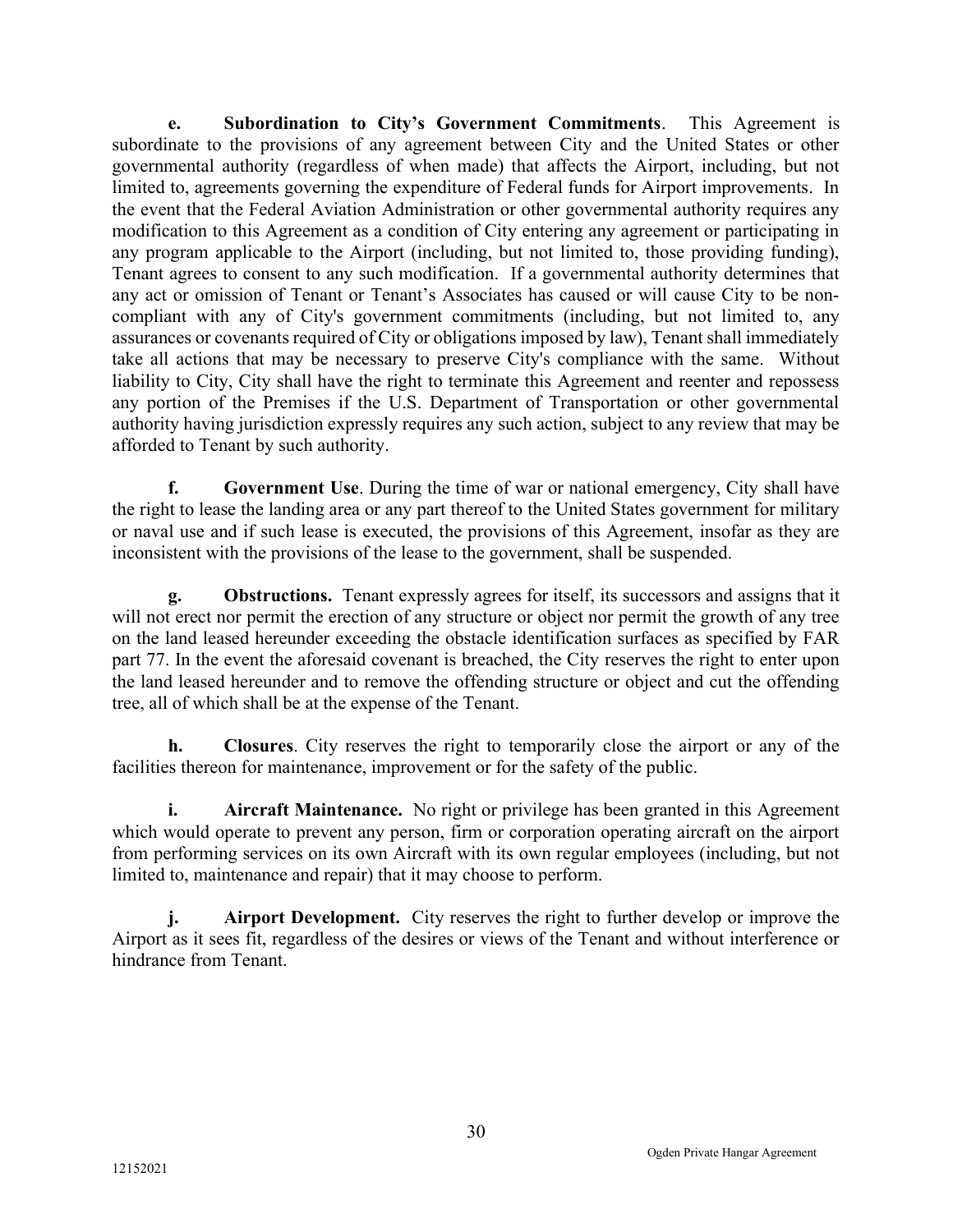**e. Subordination to City's Government Commitments**. This Agreement is subordinate to the provisions of any agreement between City and the United States or other governmental authority (regardless of when made) that affects the Airport, including, but not limited to, agreements governing the expenditure of Federal funds for Airport improvements. In the event that the Federal Aviation Administration or other governmental authority requires any modification to this Agreement as a condition of City entering any agreement or participating in any program applicable to the Airport (including, but not limited to, those providing funding), Tenant agrees to consent to any such modification. If a governmental authority determines that any act or omission of Tenant or Tenant's Associates has caused or will cause City to be non-compliant with any of City's government commitments (including, but not limited to, any assurances or covenants required of City or obligations imposed by law), Tenant shall immediately take all actions that may be necessary to preserve City's compliance with the same. Without liability to City, City shall have the right to terminate this Agreement and reenter and repossess any portion of the Premises if the U.S. Department of Transportation or other governmental authority having jurisdiction expressly requires any such action, subject to any review that may be afforded to Tenant by such authority.

**f. Government Use**. During the time of war or national emergency, City shall have the right to lease the landing area or any part thereof to the United States government for military or naval use and if such lease is executed, the provisions of this Agreement, insofar as they are inconsistent with the provisions of the lease to the government, shall be suspended.

**g. Obstructions.** Tenant expressly agrees for itself, its successors and assigns that it will not erect nor permit the erection of any structure or object nor permit the growth of any tree on the land leased hereunder exceeding the obstacle identification surfaces as specified by FAR part 77. In the event the aforesaid covenant is breached, the City reserves the right to enter upon the land leased hereunder and to remove the offending structure or object and cut the offending tree, all of which shall be at the expense of the Tenant.

**h. Closures**. City reserves the right to temporarily close the airport or any of the facilities thereon for maintenance, improvement or for the safety of the public.

**i. Aircraft Maintenance.** No right or privilege has been granted in this Agreement which would operate to prevent any person, firm or corporation operating aircraft on the airport from performing services on its own Aircraft with its own regular employees (including, but not limited to, maintenance and repair) that it may choose to perform.

**j. Airport Development.** City reserves the right to further develop or improve the Airport as it sees fit, regardless of the desires or views of the Tenant and without interference or hindrance from Tenant.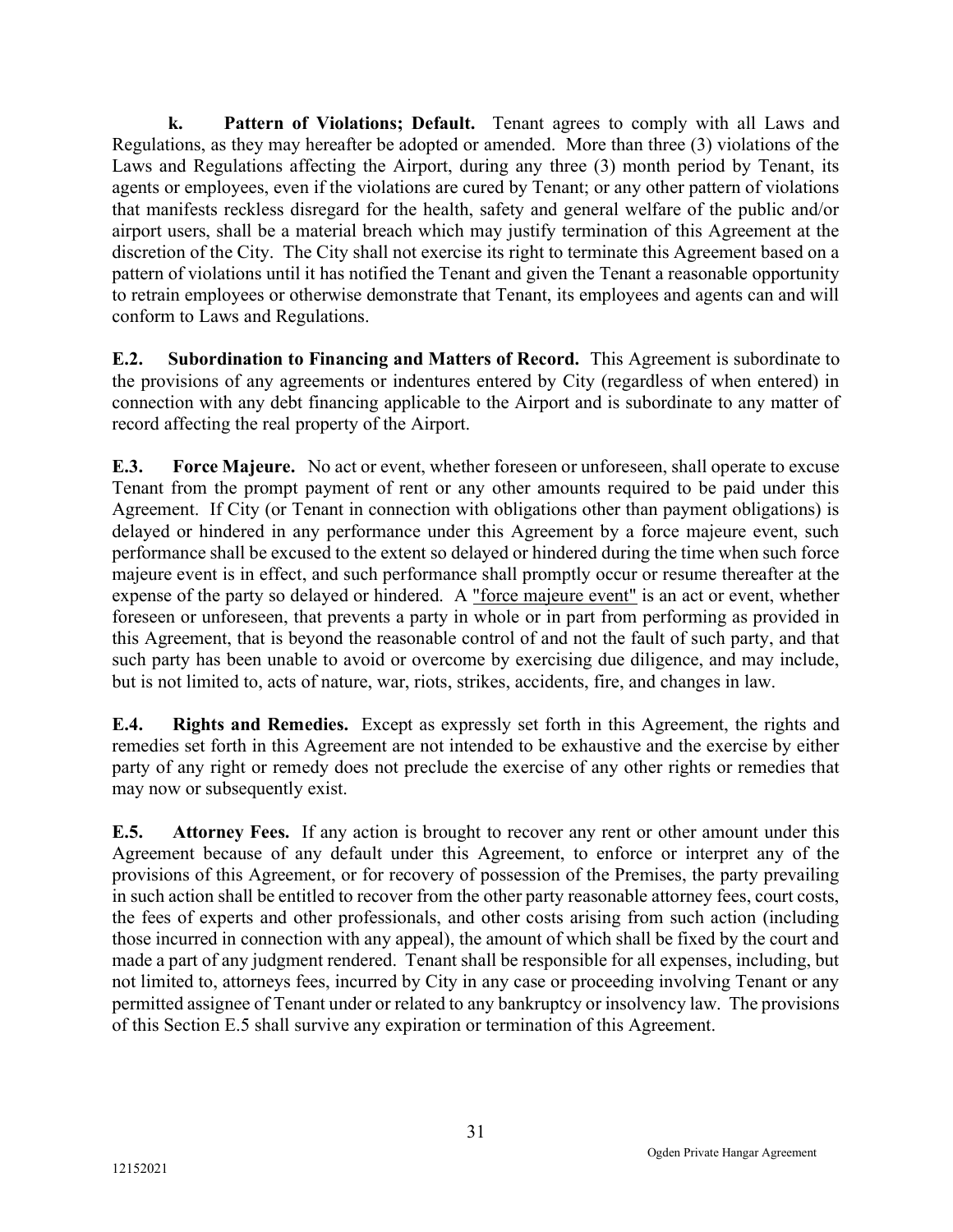**k. Pattern of Violations; Default.** Tenant agrees to comply with all Laws and Regulations, as they may hereafter be adopted or amended. More than three (3) violations of the Laws and Regulations affecting the Airport, during any three (3) month period by Tenant, its agents or employees, even if the violations are cured by Tenant; or any other pattern of violations that manifests reckless disregard for the health, safety and general welfare of the public and/or airport users, shall be a material breach which may justify termination of this Agreement at the discretion of the City. The City shall not exercise its right to terminate this Agreement based on a pattern of violations until it has notified the Tenant and given the Tenant a reasonable opportunity to retrain employees or otherwise demonstrate that Tenant, its employees and agents can and will conform to Laws and Regulations.

**E.2. Subordination to Financing and Matters of Record.** This Agreement is subordinate to the provisions of any agreements or indentures entered by City (regardless of when entered) in connection with any debt financing applicable to the Airport and is subordinate to any matter of record affecting the real property of the Airport.

**E.3. Force Majeure.** No act or event, whether foreseen or unforeseen, shall operate to excuse Tenant from the prompt payment of rent or any other amounts required to be paid under this Agreement. If City (or Tenant in connection with obligations other than payment obligations) is delayed or hindered in any performance under this Agreement by a force majeure event, such performance shall be excused to the extent so delayed or hindered during the time when such force majeure event is in effect, and such performance shall promptly occur or resume thereafter at the expense of the party so delayed or hindered. A "force majeure event" is an act or event, whether foreseen or unforeseen, that prevents a party in whole or in part from performing as provided in this Agreement, that is beyond the reasonable control of and not the fault of such party, and that such party has been unable to avoid or overcome by exercising due diligence, and may include, but is not limited to, acts of nature, war, riots, strikes, accidents, fire, and changes in law.

**E.4. Rights and Remedies.** Except as expressly set forth in this Agreement, the rights and remedies set forth in this Agreement are not intended to be exhaustive and the exercise by either party of any right or remedy does not preclude the exercise of any other rights or remedies that may now or subsequently exist.

**E.5. Attorney Fees.** If any action is brought to recover any rent or other amount under this Agreement because of any default under this Agreement, to enforce or interpret any of the provisions of this Agreement, or for recovery of possession of the Premises, the party prevailing in such action shall be entitled to recover from the other party reasonable attorney fees, court costs, the fees of experts and other professionals, and other costs arising from such action (including those incurred in connection with any appeal), the amount of which shall be fixed by the court and made a part of any judgment rendered. Tenant shall be responsible for all expenses, including, but not limited to, attorneys fees, incurred by City in any case or proceeding involving Tenant or any permitted assignee of Tenant under or related to any bankruptcy or insolvency law. The provisions of this Section E.5 shall survive any expiration or termination of this Agreement.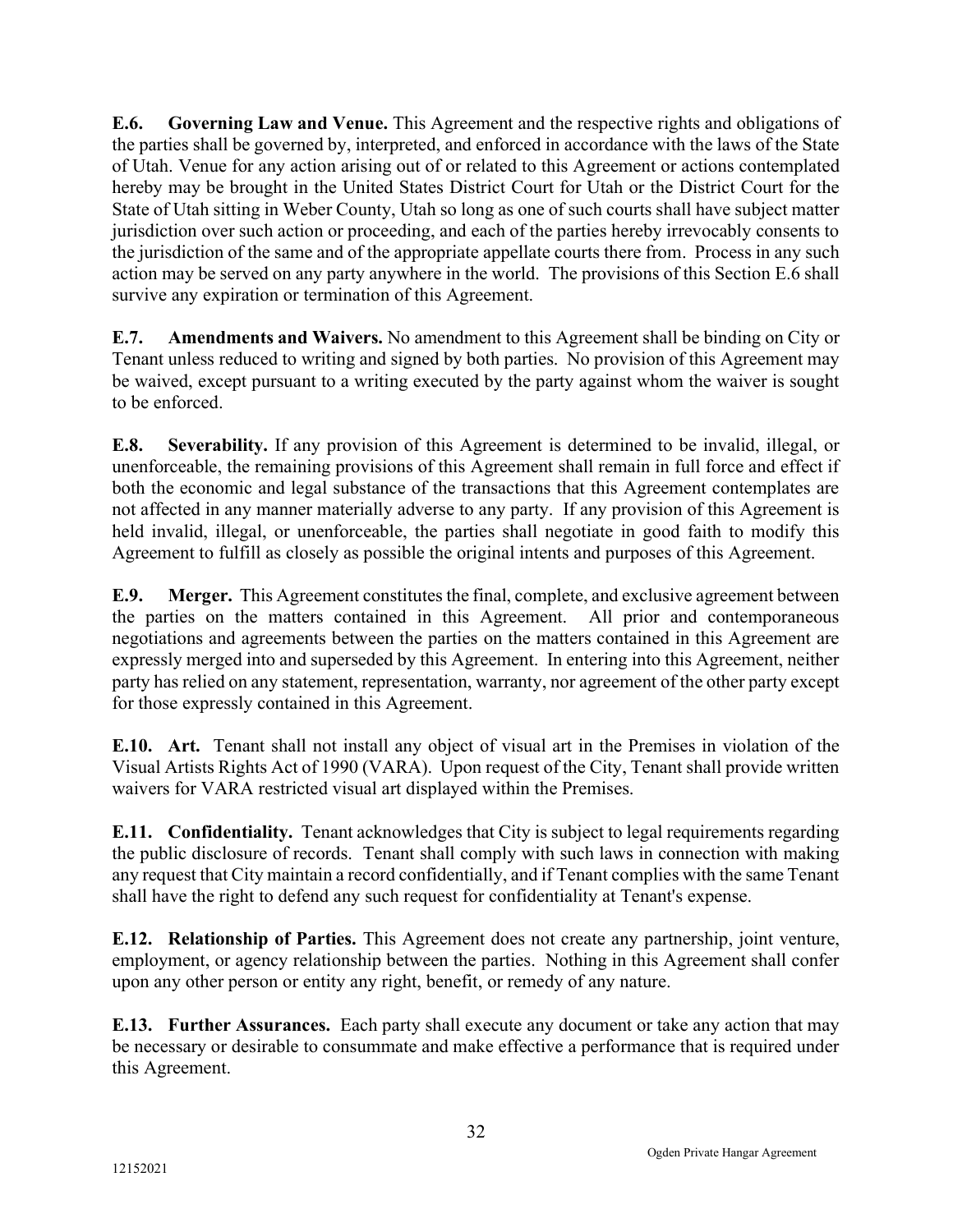**E.6. Governing Law and Venue.** This Agreement and the respective rights and obligations of the parties shall be governed by, interpreted, and enforced in accordance with the laws of the State of Utah. Venue for any action arising out of or related to this Agreement or actions contemplated hereby may be brought in the United States District Court for Utah or the District Court for the State of Utah sitting in Weber County, Utah so long as one of such courts shall have subject matter jurisdiction over such action or proceeding, and each of the parties hereby irrevocably consents to the jurisdiction of the same and of the appropriate appellate courts there from. Process in any such action may be served on any party anywhere in the world. The provisions of this Section E.6 shall survive any expiration or termination of this Agreement.

**E.7. Amendments and Waivers.** No amendment to this Agreement shall be binding on City or Tenant unless reduced to writing and signed by both parties. No provision of this Agreement may be waived, except pursuant to a writing executed by the party against whom the waiver is sought to be enforced.

**E.8. Severability.** If any provision of this Agreement is determined to be invalid, illegal, or unenforceable, the remaining provisions of this Agreement shall remain in full force and effect if both the economic and legal substance of the transactions that this Agreement contemplates are not affected in any manner materially adverse to any party. If any provision of this Agreement is held invalid, illegal, or unenforceable, the parties shall negotiate in good faith to modify this Agreement to fulfill as closely as possible the original intents and purposes of this Agreement.

**E.9. Merger.** This Agreement constitutes the final, complete, and exclusive agreement between the parties on the matters contained in this Agreement. All prior and contemporaneous negotiations and agreements between the parties on the matters contained in this Agreement are expressly merged into and superseded by this Agreement. In entering into this Agreement, neither party has relied on any statement, representation, warranty, nor agreement of the other party except for those expressly contained in this Agreement.

**E.10. Art.** Tenant shall not install any object of visual art in the Premises in violation of the Visual Artists Rights Act of 1990 (VARA). Upon request of the City, Tenant shall provide written waivers for VARA restricted visual art displayed within the Premises.

**E.11. Confidentiality.** Tenant acknowledges that City is subject to legal requirements regarding the public disclosure of records. Tenant shall comply with such laws in connection with making any request that City maintain a record confidentially, and if Tenant complies with the same Tenant shall have the right to defend any such request for confidentiality at Tenant's expense.

**E.12. Relationship of Parties.** This Agreement does not create any partnership, joint venture, employment, or agency relationship between the parties. Nothing in this Agreement shall confer upon any other person or entity any right, benefit, or remedy of any nature.

**E.13. Further Assurances.** Each party shall execute any document or take any action that may be necessary or desirable to consummate and make effective a performance that is required under this Agreement.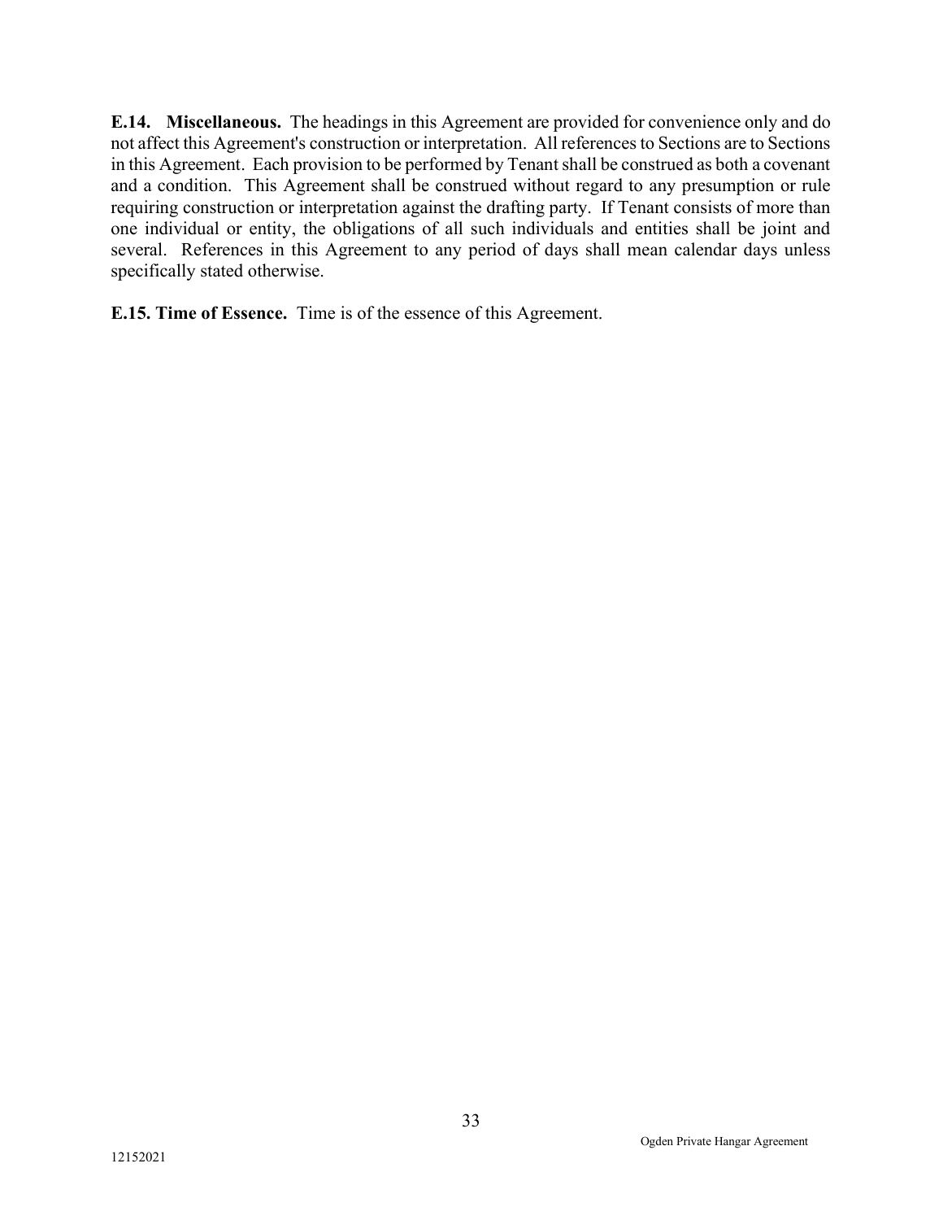**E.14. Miscellaneous.** The headings in this Agreement are provided for convenience only and do not affect this Agreement's construction or interpretation. All references to Sections are to Sections in this Agreement. Each provision to be performed by Tenant shall be construed as both a covenant and a condition. This Agreement shall be construed without regard to any presumption or rule requiring construction or interpretation against the drafting party. If Tenant consists of more than one individual or entity, the obligations of all such individuals and entities shall be joint and several. References in this Agreement to any period of days shall mean calendar days unless specifically stated otherwise.

**E.15. Time of Essence.** Time is of the essence of this Agreement.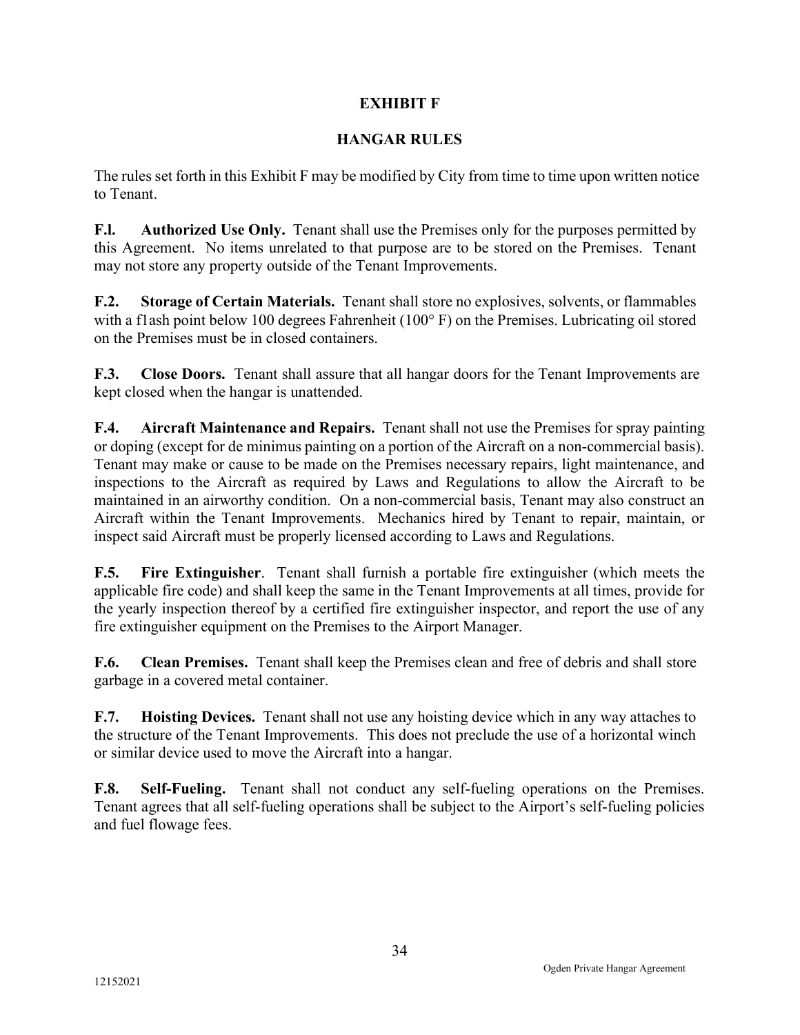# EXHIBIT F

## HANGAR RULES

The rules set forth in this Exhibit F may be modified by City from time to time upon written notice to Tenant.

**F.l. Authorized Use Only.** Tenant shall use the Premises only for the purposes permitted by this Agreement. No items unrelated to that purpose are to be stored on the Premises. Tenant may not store any property outside of the Tenant Improvements.

**F.2. Storage of Certain Materials.** Tenant shall store no explosives, solvents, or flammables with a f1ash point below 100 degrees Fahrenheit (100° F) on the Premises. Lubricating oil stored on the Premises must be in closed containers.

**F.3. Close Doors.** Tenant shall assure that all hangar doors for the Tenant Improvements are kept closed when the hangar is unattended.

**F.4. Aircraft Maintenance and Repairs.** Tenant shall not use the Premises for spray painting or doping (except for de minimus painting on a portion of the Aircraft on a non-commercial basis). Tenant may make or cause to be made on the Premises necessary repairs, light maintenance, and inspections to the Aircraft as required by Laws and Regulations to allow the Aircraft to be maintained in an airworthy condition. On a non-commercial basis, Tenant may also construct an Aircraft within the Tenant Improvements. Mechanics hired by Tenant to repair, maintain, or inspect said Aircraft must be properly licensed according to Laws and Regulations.

**F.5. Fire Extinguisher**. Tenant shall furnish a portable fire extinguisher (which meets the applicable fire code) and shall keep the same in the Tenant Improvements at all times, provide for the yearly inspection thereof by a certified fire extinguisher inspector, and report the use of any fire extinguisher equipment on the Premises to the Airport Manager.

**F.6. Clean Premises.** Tenant shall keep the Premises clean and free of debris and shall store garbage in a covered metal container.

**F.7. Hoisting Devices.** Tenant shall not use any hoisting device which in any way attaches to the structure of the Tenant Improvements. This does not preclude the use of a horizontal winch or similar device used to move the Aircraft into a hangar.

**F.8. Self-Fueling.** Tenant shall not conduct any self-fueling operations on the Premises. Tenant agrees that all self-fueling operations shall be subject to the Airport's self-fueling policies and fuel flowage fees.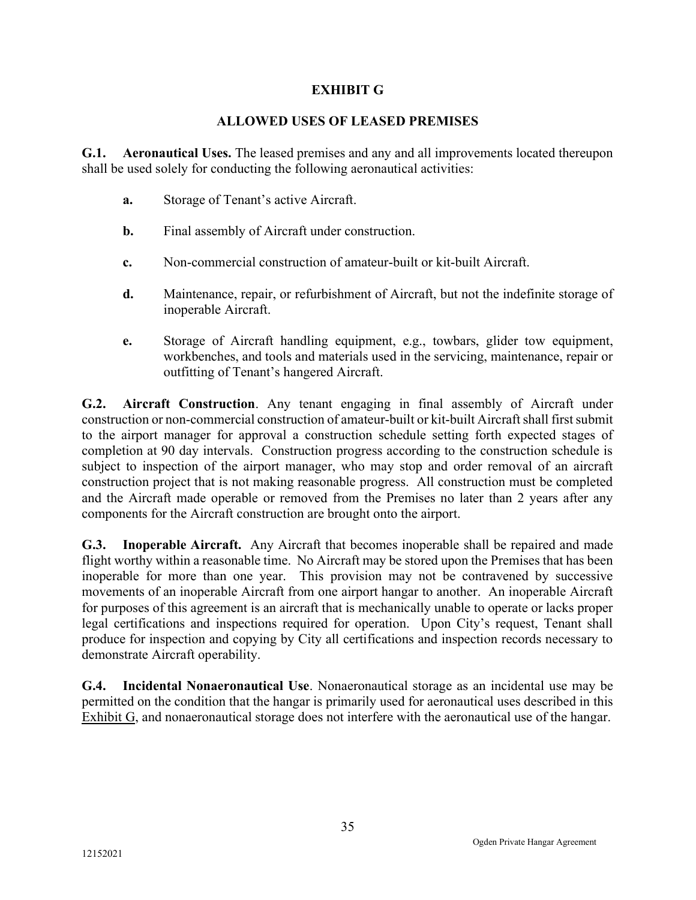# EXHIBIT G

## ALLOWED USES OF LEASED PREMISES

**G.1. Aeronautical Uses.** The leased premises and any and all improvements located thereupon shall be used solely for conducting the following aeronautical activities:

- **a.** Storage of Tenant's active Aircraft.
- **b.** Final assembly of Aircraft under construction.
- **c.** Non-commercial construction of amateur-built or kit-built Aircraft.
- **d.** Maintenance, repair, or refurbishment of Aircraft, but not the indefinite storage of inoperable Aircraft.
- **e.** Storage of Aircraft handling equipment, e.g., towbars, glider tow equipment, workbenches, and tools and materials used in the servicing, maintenance, repair or outfitting of Tenant's hangered Aircraft.

**G.2. Aircraft Construction**. Any tenant engaging in final assembly of Aircraft under construction or non-commercial construction of amateur-built or kit-built Aircraft shall first submit to the airport manager for approval a construction schedule setting forth expected stages of completion at 90 day intervals. Construction progress according to the construction schedule is subject to inspection of the airport manager, who may stop and order removal of an aircraft construction project that is not making reasonable progress. All construction must be completed and the Aircraft made operable or removed from the Premises no later than 2 years after any components for the Aircraft construction are brought onto the airport.

**G.3. Inoperable Aircraft.** Any Aircraft that becomes inoperable shall be repaired and made flight worthy within a reasonable time. No Aircraft may be stored upon the Premises that has been inoperable for more than one year. This provision may not be contravened by successive movements of an inoperable Aircraft from one airport hangar to another. An inoperable Aircraft for purposes of this agreement is an aircraft that is mechanically unable to operate or lacks proper legal certifications and inspections required for operation. Upon City's request, Tenant shall produce for inspection and copying by City all certifications and inspection records necessary to demonstrate Aircraft operability.

**G.4. Incidental Nonaeronautical Use**. Nonaeronautical storage as an incidental use may be permitted on the condition that the hangar is primarily used for aeronautical uses described in this Exhibit G, and nonaeronautical storage does not interfere with the aeronautical use of the hangar.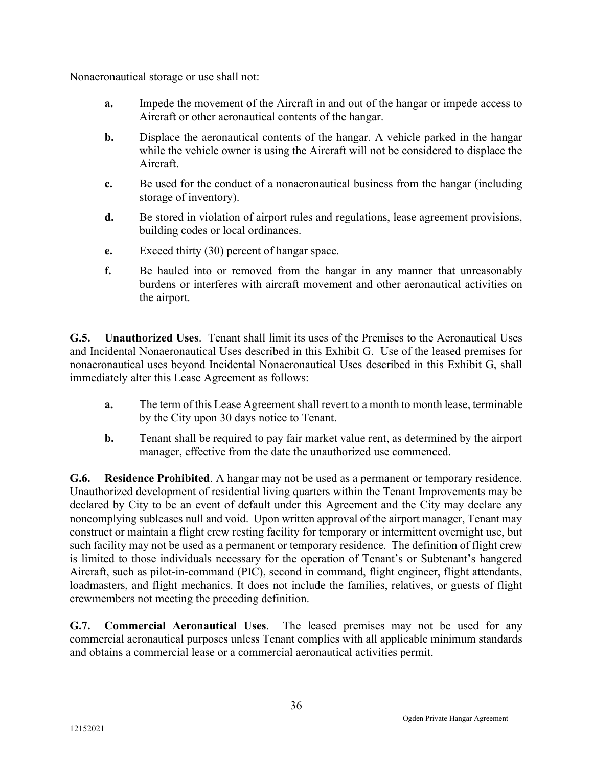Nonaeronautical storage or use shall not:

- **a.** Impede the movement of the Aircraft in and out of the hangar or impede access to Aircraft or other aeronautical contents of the hangar.
- **b.** Displace the aeronautical contents of the hangar. A vehicle parked in the hangar while the vehicle owner is using the Aircraft will not be considered to displace the Aircraft.
- **c.** Be used for the conduct of a nonaeronautical business from the hangar (including storage of inventory).
- **d.** Be stored in violation of airport rules and regulations, lease agreement provisions, building codes or local ordinances.
- **e.** Exceed thirty (30) percent of hangar space.
- **f.** Be hauled into or removed from the hangar in any manner that unreasonably burdens or interferes with aircraft movement and other aeronautical activities on the airport.

**G.5. Unauthorized Uses**. Tenant shall limit its uses of the Premises to the Aeronautical Uses and Incidental Nonaeronautical Uses described in this Exhibit G. Use of the leased premises for nonaeronautical uses beyond Incidental Nonaeronautical Uses described in this Exhibit G, shall immediately alter this Lease Agreement as follows:

- **a.** The term of this Lease Agreement shall revert to a month to month lease, terminable by the City upon 30 days notice to Tenant.
- **b.** Tenant shall be required to pay fair market value rent, as determined by the airport manager, effective from the date the unauthorized use commenced.

**G.6. Residence Prohibited**. A hangar may not be used as a permanent or temporary residence. Unauthorized development of residential living quarters within the Tenant Improvements may be declared by City to be an event of default under this Agreement and the City may declare any noncomplying subleases null and void. Upon written approval of the airport manager, Tenant may construct or maintain a flight crew resting facility for temporary or intermittent overnight use, but such facility may not be used as a permanent or temporary residence. The definition of flight crew is limited to those individuals necessary for the operation of Tenant's or Subtenant's hangered Aircraft, such as pilot-in-command (PIC), second in command, flight engineer, flight attendants, loadmasters, and flight mechanics. It does not include the families, relatives, or guests of flight crewmembers not meeting the preceding definition.

**G.7. Commercial Aeronautical Uses**. The leased premises may not be used for any commercial aeronautical purposes unless Tenant complies with all applicable minimum standards and obtains a commercial lease or a commercial aeronautical activities permit.